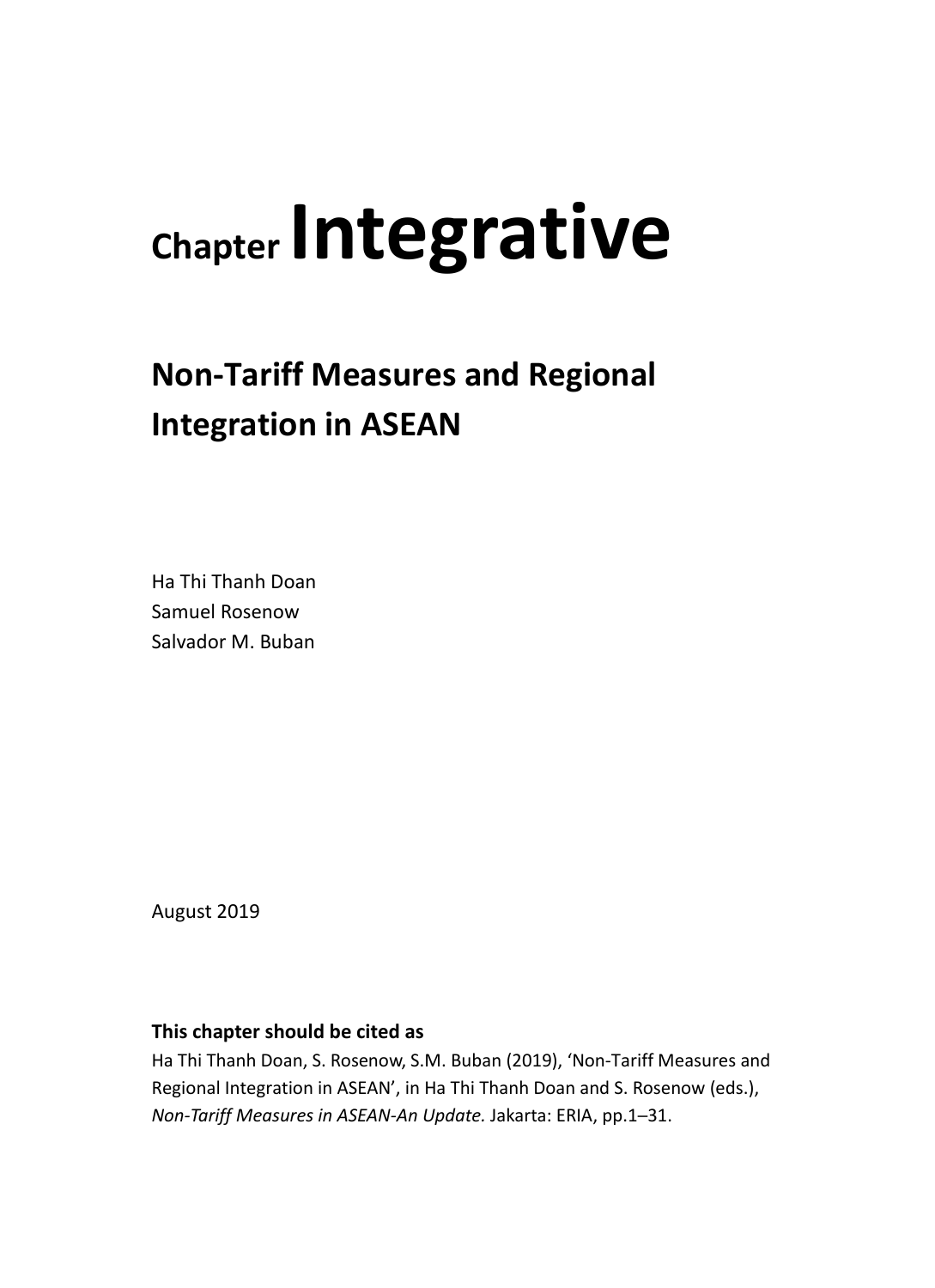# Chapter Integrative

## Non-Tariff Measures and Regional Integration in ASEAN

Ha Thi Thanh Doan
Samuel Rosenow
Salvador M. Buban

August 2019

**This chapter should be cited as**

Ha Thi Thanh Doan, S. Rosenow, S.M. Buban (2019), 'Non-Tariff Measures and Regional Integration in ASEAN', in Ha Thi Thanh Doan and S. Rosenow (eds.), *Non-Tariff Measures in ASEAN-An Update*. Jakarta: ERIA, pp.1–31.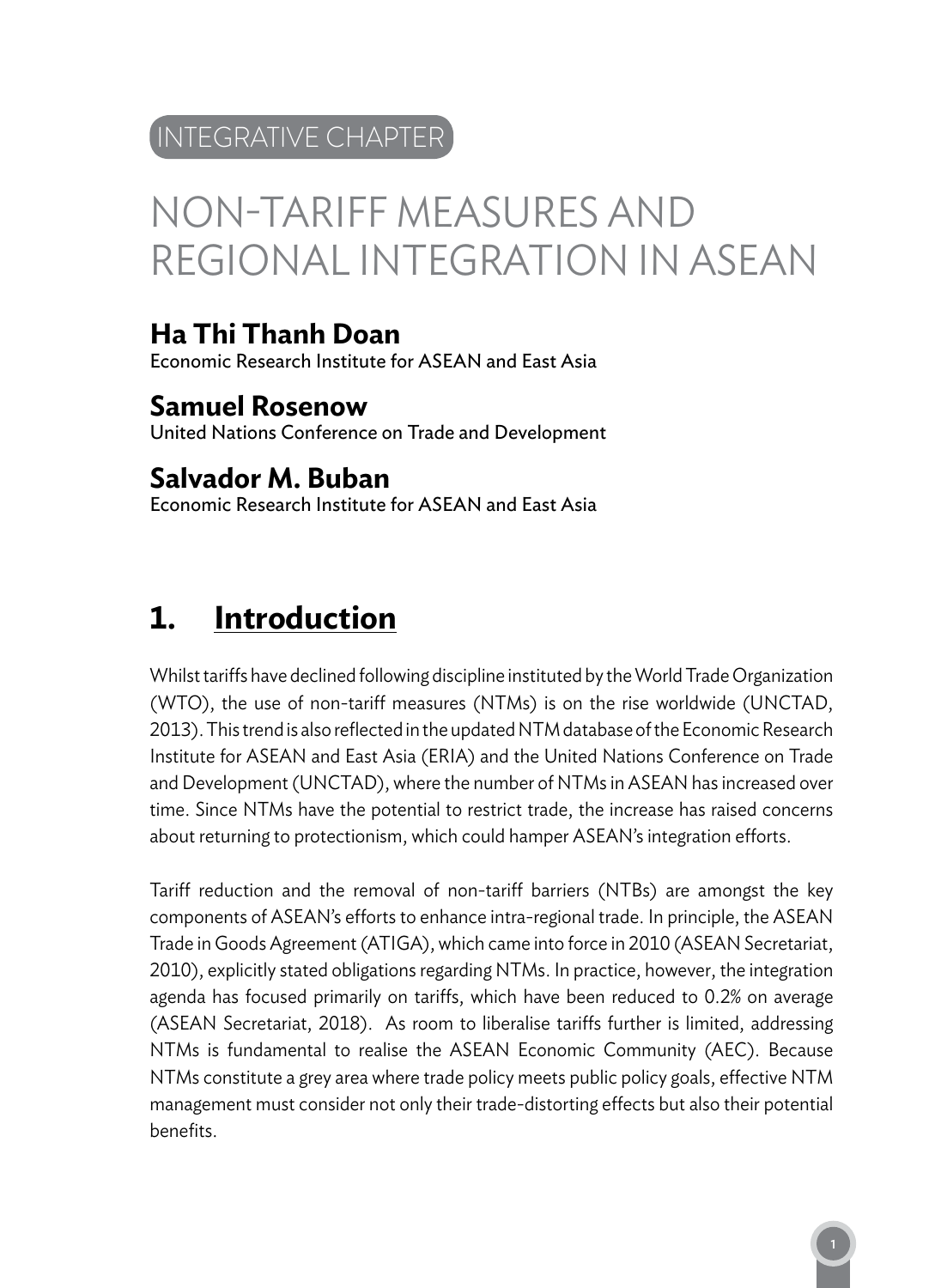INTEGRATIVE CHAPTER

# NON-TARIFF MEASURES AND REGIONAL INTEGRATION IN ASEAN

**Ha Thi Thanh Doan**
Economic Research Institute for ASEAN and East Asia

**Samuel Rosenow**
United Nations Conference on Trade and Development

**Salvador M. Buban**
Economic Research Institute for ASEAN and East Asia

## 1. Introduction

Whilst tariffs have declined following discipline instituted by the World Trade Organization (WTO), the use of non-tariff measures (NTMs) is on the rise worldwide (UNCTAD, 2013). This trend is also reflected in the updated NTM database of the Economic Research Institute for ASEAN and East Asia (ERIA) and the United Nations Conference on Trade and Development (UNCTAD), where the number of NTMs in ASEAN has increased over time. Since NTMs have the potential to restrict trade, the increase has raised concerns about returning to protectionism, which could hamper ASEAN's integration efforts.

Tariff reduction and the removal of non-tariff barriers (NTBs) are amongst the key components of ASEAN's efforts to enhance intra-regional trade. In principle, the ASEAN Trade in Goods Agreement (ATIGA), which came into force in 2010 (ASEAN Secretariat, 2010), explicitly stated obligations regarding NTMs. In practice, however, the integration agenda has focused primarily on tariffs, which have been reduced to 0.2% on average (ASEAN Secretariat, 2018). As room to liberalise tariffs further is limited, addressing NTMs is fundamental to realise the ASEAN Economic Community (AEC). Because NTMs constitute a grey area where trade policy meets public policy goals, effective NTM management must consider not only their trade-distorting effects but also their potential benefits.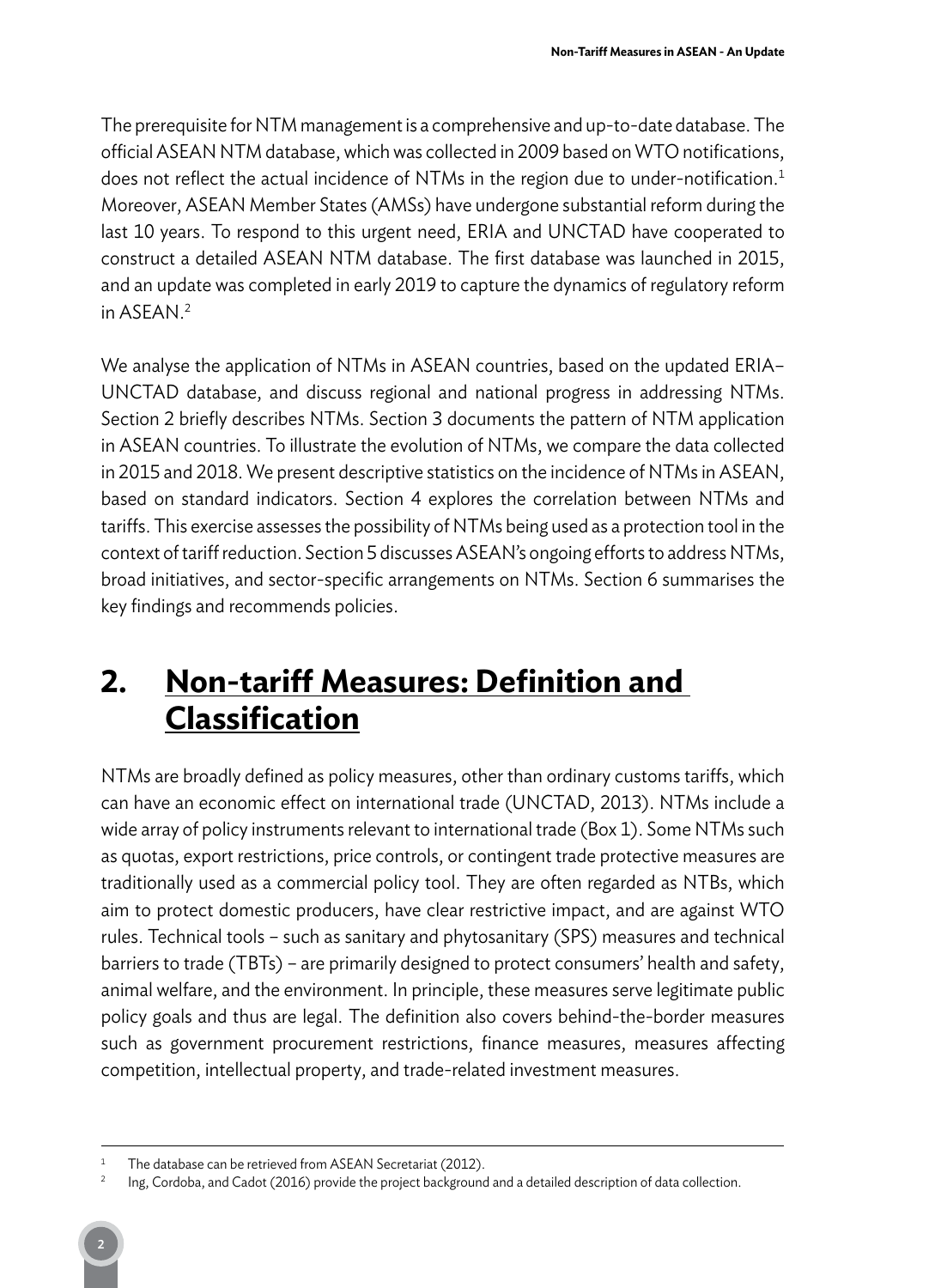The prerequisite for NTM management is a comprehensive and up-to-date database. The official ASEAN NTM database, which was collected in 2009 based on WTO notifications, does not reflect the actual incidence of NTMs in the region due to under-notification.[1] Moreover, ASEAN Member States (AMSs) have undergone substantial reform during the last 10 years. To respond to this urgent need, ERIA and UNCTAD have cooperated to construct a detailed ASEAN NTM database. The first database was launched in 2015, and an update was completed in early 2019 to capture the dynamics of regulatory reform in ASEAN.[2]

We analyse the application of NTMs in ASEAN countries, based on the updated ERIA–UNCTAD database, and discuss regional and national progress in addressing NTMs. Section 2 briefly describes NTMs. Section 3 documents the pattern of NTM application in ASEAN countries. To illustrate the evolution of NTMs, we compare the data collected in 2015 and 2018. We present descriptive statistics on the incidence of NTMs in ASEAN, based on standard indicators. Section 4 explores the correlation between NTMs and tariffs. This exercise assesses the possibility of NTMs being used as a protection tool in the context of tariff reduction. Section 5 discusses ASEAN's ongoing efforts to address NTMs, broad initiatives, and sector-specific arrangements on NTMs. Section 6 summarises the key findings and recommends policies.

## 2. Non-tariff Measures: Definition and Classification

NTMs are broadly defined as policy measures, other than ordinary customs tariffs, which can have an economic effect on international trade (UNCTAD, 2013). NTMs include a wide array of policy instruments relevant to international trade (Box 1). Some NTMs such as quotas, export restrictions, price controls, or contingent trade protective measures are traditionally used as a commercial policy tool. They are often regarded as NTBs, which aim to protect domestic producers, have clear restrictive impact, and are against WTO rules. Technical tools – such as sanitary and phytosanitary (SPS) measures and technical barriers to trade (TBTs) – are primarily designed to protect consumers' health and safety, animal welfare, and the environment. In principle, these measures serve legitimate public policy goals and thus are legal. The definition also covers behind-the-border measures such as government procurement restrictions, finance measures, measures affecting competition, intellectual property, and trade-related investment measures.

---

[1] The database can be retrieved from ASEAN Secretariat (2012).

[2] Ing, Cordoba, and Cadot (2016) provide the project background and a detailed description of data collection.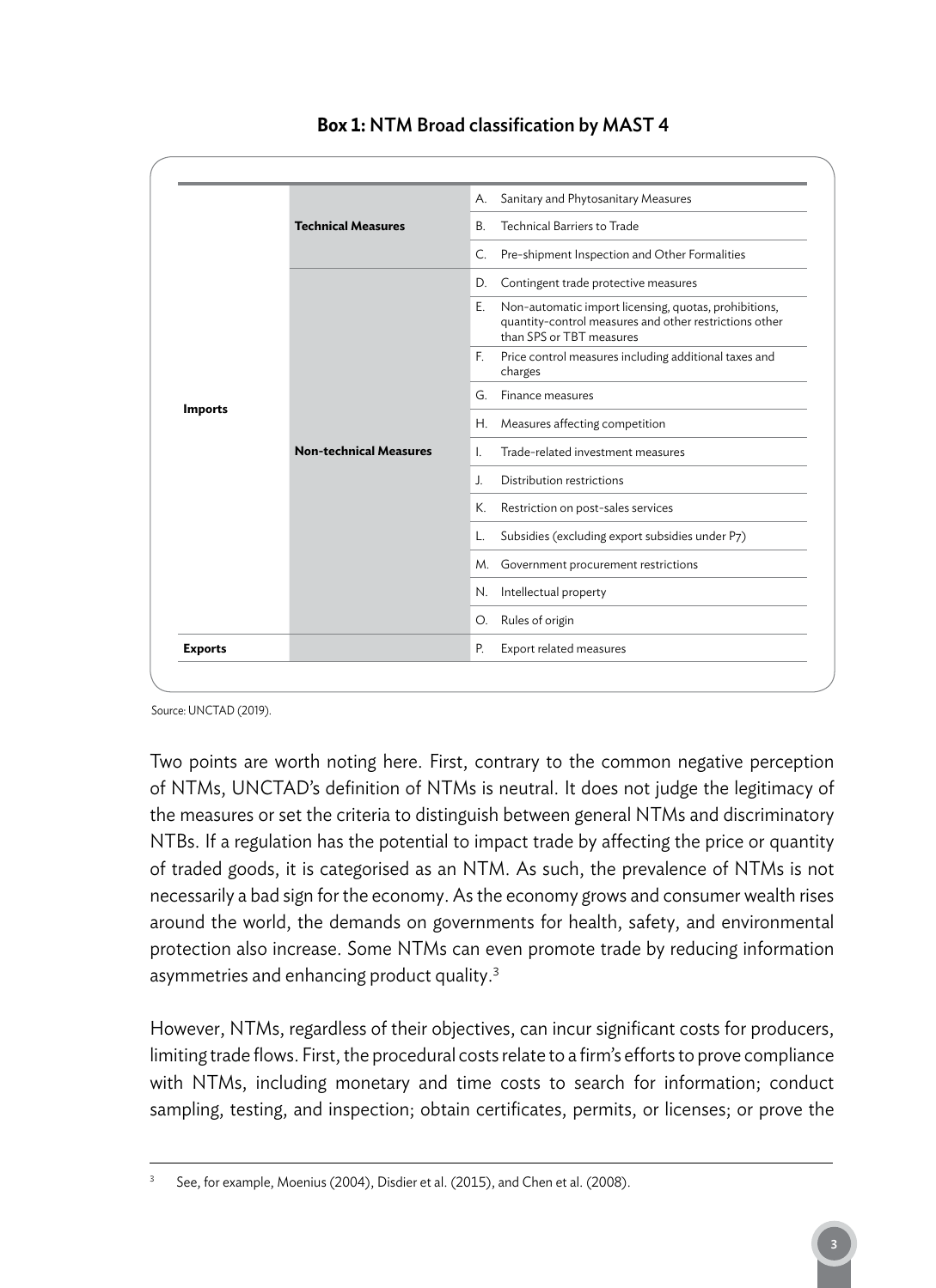**Box 1:** NTM Broad classification by MAST 4

| | | |
|---|---|---|
| **Imports** | **Technical Measures** | A. Sanitary and Phytosanitary Measures |
| | | B. Technical Barriers to Trade |
| | | C. Pre-shipment Inspection and Other Formalities |
| | **Non-technical Measures** | D. Contingent trade protective measures |
| | | E. Non-automatic import licensing, quotas, prohibitions, quantity-control measures and other restrictions other than SPS or TBT measures |
| | | F. Price control measures including additional taxes and charges |
| | | G. Finance measures |
| | | H. Measures affecting competition |
| | | I. Trade-related investment measures |
| | | J. Distribution restrictions |
| | | K. Restriction on post-sales services |
| | | L. Subsidies (excluding export subsidies under P7) |
| | | M. Government procurement restrictions |
| | | N. Intellectual property |
| | | O. Rules of origin |
| **Exports** | | P. Export related measures |

Source: UNCTAD (2019).

Two points are worth noting here. First, contrary to the common negative perception of NTMs, UNCTAD's definition of NTMs is neutral. It does not judge the legitimacy of the measures or set the criteria to distinguish between general NTMs and discriminatory NTBs. If a regulation has the potential to impact trade by affecting the price or quantity of traded goods, it is categorised as an NTM. As such, the prevalence of NTMs is not necessarily a bad sign for the economy. As the economy grows and consumer wealth rises around the world, the demands on governments for health, safety, and environmental protection also increase. Some NTMs can even promote trade by reducing information asymmetries and enhancing product quality.[3]

However, NTMs, regardless of their objectives, can incur significant costs for producers, limiting trade flows. First, the procedural costs relate to a firm's efforts to prove compliance with NTMs, including monetary and time costs to search for information; conduct sampling, testing, and inspection; obtain certificates, permits, or licenses; or prove the

[3] See, for example, Moenius (2004), Disdier et al. (2015), and Chen et al. (2008).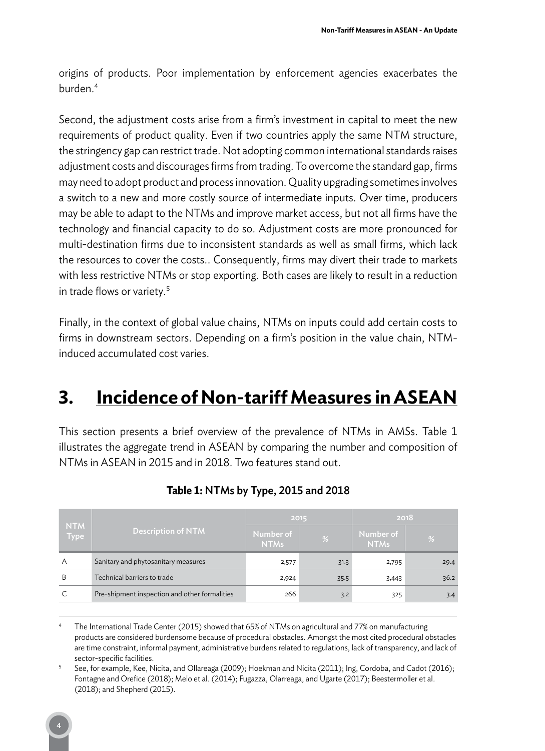origins of products. Poor implementation by enforcement agencies exacerbates the burden.[4]

Second, the adjustment costs arise from a firm's investment in capital to meet the new requirements of product quality. Even if two countries apply the same NTM structure, the stringency gap can restrict trade. Not adopting common international standards raises adjustment costs and discourages firms from trading. To overcome the standard gap, firms may need to adopt product and process innovation. Quality upgrading sometimes involves a switch to a new and more costly source of intermediate inputs. Over time, producers may be able to adapt to the NTMs and improve market access, but not all firms have the technology and financial capacity to do so. Adjustment costs are more pronounced for multi-destination firms due to inconsistent standards as well as small firms, which lack the resources to cover the costs.. Consequently, firms may divert their trade to markets with less restrictive NTMs or stop exporting. Both cases are likely to result in a reduction in trade flows or variety.[5]

Finally, in the context of global value chains, NTMs on inputs could add certain costs to firms in downstream sectors. Depending on a firm's position in the value chain, NTM-induced accumulated cost varies.

# 3. Incidence of Non-tariff Measures in ASEAN

This section presents a brief overview of the prevalence of NTMs in AMSs. Table 1 illustrates the aggregate trend in ASEAN by comparing the number and composition of NTMs in ASEAN in 2015 and in 2018. Two features stand out.

**Table 1: NTMs by Type, 2015 and 2018**

| NTM Type | Description of NTM | 2015 | | 2018 | |
|---|---|---|---|---|---|
| | | Number of NTMs | % | Number of NTMs | % |
| A | Sanitary and phytosanitary measures | 2,577 | 31.3 | 2,795 | 29.4 |
| B | Technical barriers to trade | 2,924 | 35.5 | 3,443 | 36.2 |
| C | Pre-shipment inspection and other formalities | 266 | 3.2 | 325 | 3.4 |

[4] The International Trade Center (2015) showed that 65% of NTMs on agricultural and 77% on manufacturing products are considered burdensome because of procedural obstacles. Amongst the most cited procedural obstacles are time constraint, informal payment, administrative burdens related to regulations, lack of transparency, and lack of sector-specific facilities.

[5] See, for example, Kee, Nicita, and Ollareaga (2009); Hoekman and Nicita (2011); Ing, Cordoba, and Cadot (2016); Fontagne and Orefice (2018); Melo et al. (2014); Fugazza, Olarreaga, and Ugarte (2017); Beestermoller et al. (2018); and Shepherd (2015).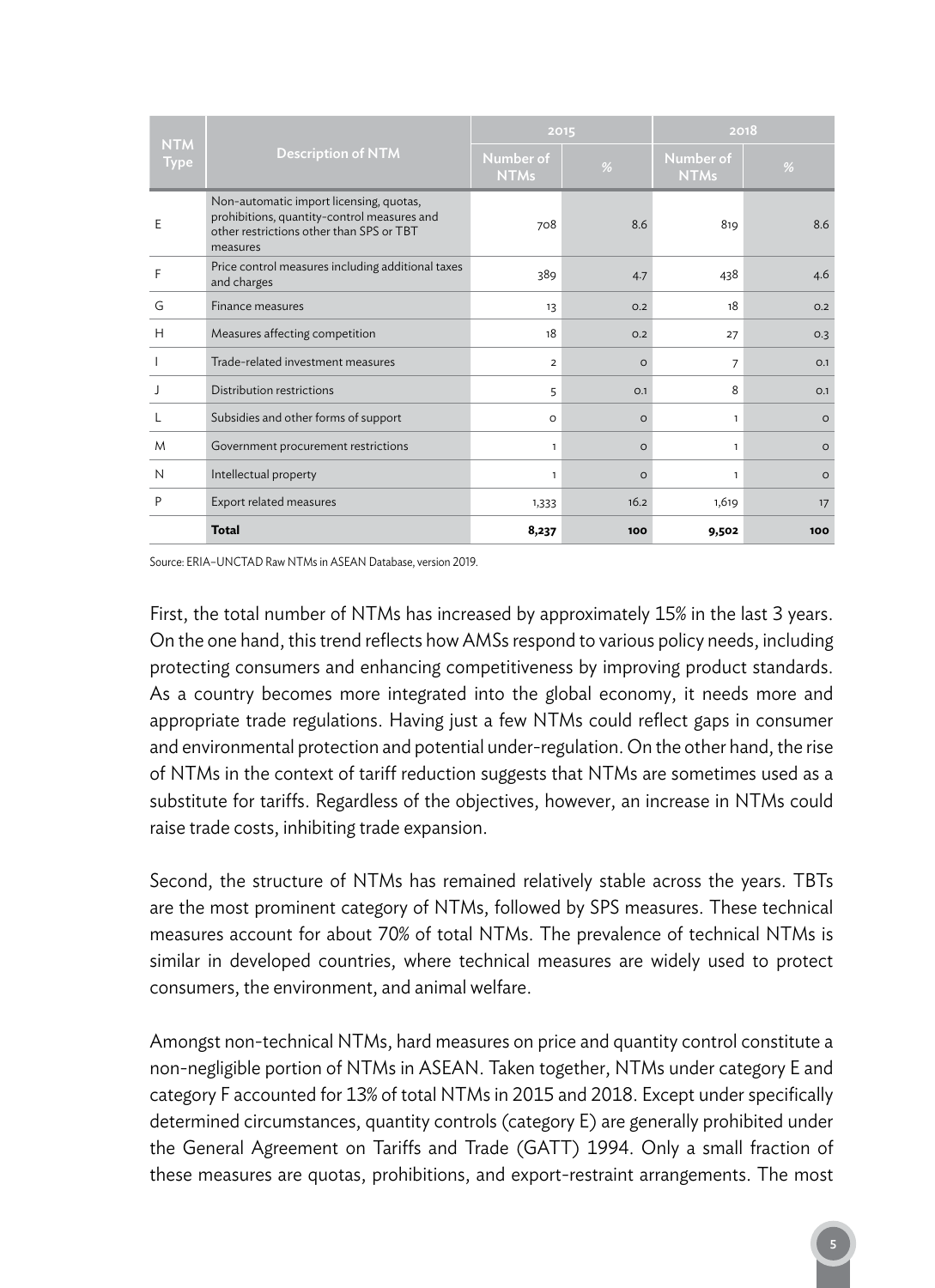| NTM Type | Description of NTM | 2015 | | 2018 | |
|---|---|---|---|---|---|
| | | Number of NTMs | % | Number of NTMs | % |
| E | Non-automatic import licensing, quotas, prohibitions, quantity-control measures and other restrictions other than SPS or TBT measures | 708 | 8.6 | 819 | 8.6 |
| F | Price control measures including additional taxes and charges | 389 | 4.7 | 438 | 4.6 |
| G | Finance measures | 13 | 0.2 | 18 | 0.2 |
| H | Measures affecting competition | 18 | 0.2 | 27 | 0.3 |
| I | Trade-related investment measures | 2 | 0 | 7 | 0.1 |
| J | Distribution restrictions | 5 | 0.1 | 8 | 0.1 |
| L | Subsidies and other forms of support | 0 | 0 | 1 | 0 |
| M | Government procurement restrictions | 1 | 0 | 1 | 0 |
| N | Intellectual property | 1 | 0 | 1 | 0 |
| P | Export related measures | 1,333 | 16.2 | 1,619 | 17 |
| | **Total** | **8,237** | **100** | **9,502** | **100** |

Source: ERIA–UNCTAD Raw NTMs in ASEAN Database, version 2019.

First, the total number of NTMs has increased by approximately 15% in the last 3 years. On the one hand, this trend reflects how AMSs respond to various policy needs, including protecting consumers and enhancing competitiveness by improving product standards. As a country becomes more integrated into the global economy, it needs more and appropriate trade regulations. Having just a few NTMs could reflect gaps in consumer and environmental protection and potential under-regulation. On the other hand, the rise of NTMs in the context of tariff reduction suggests that NTMs are sometimes used as a substitute for tariffs. Regardless of the objectives, however, an increase in NTMs could raise trade costs, inhibiting trade expansion.

Second, the structure of NTMs has remained relatively stable across the years. TBTs are the most prominent category of NTMs, followed by SPS measures. These technical measures account for about 70% of total NTMs. The prevalence of technical NTMs is similar in developed countries, where technical measures are widely used to protect consumers, the environment, and animal welfare.

Amongst non-technical NTMs, hard measures on price and quantity control constitute a non-negligible portion of NTMs in ASEAN. Taken together, NTMs under category E and category F accounted for 13% of total NTMs in 2015 and 2018. Except under specifically determined circumstances, quantity controls (category E) are generally prohibited under the General Agreement on Tariffs and Trade (GATT) 1994. Only a small fraction of these measures are quotas, prohibitions, and export-restraint arrangements. The most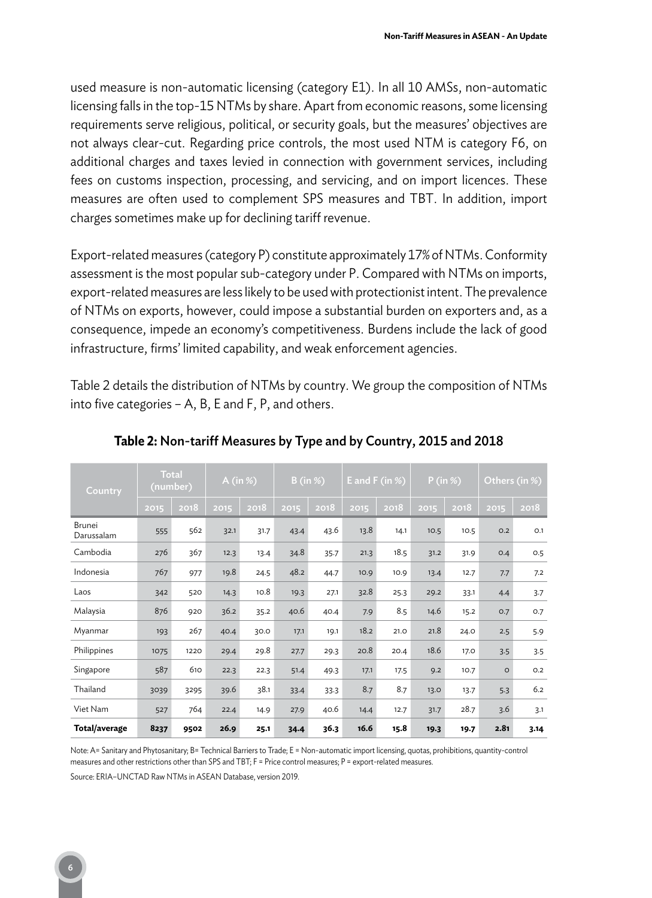used measure is non-automatic licensing (category E1). In all 10 AMSs, non-automatic licensing falls in the top-15 NTMs by share. Apart from economic reasons, some licensing requirements serve religious, political, or security goals, but the measures' objectives are not always clear-cut. Regarding price controls, the most used NTM is category F6, on additional charges and taxes levied in connection with government services, including fees on customs inspection, processing, and servicing, and on import licences. These measures are often used to complement SPS measures and TBT. In addition, import charges sometimes make up for declining tariff revenue.

Export-related measures (category P) constitute approximately 17% of NTMs. Conformity assessment is the most popular sub-category under P. Compared with NTMs on imports, export-related measures are less likely to be used with protectionist intent. The prevalence of NTMs on exports, however, could impose a substantial burden on exporters and, as a consequence, impede an economy's competitiveness. Burdens include the lack of good infrastructure, firms' limited capability, and weak enforcement agencies.

Table 2 details the distribution of NTMs by country. We group the composition of NTMs into five categories – A, B, E and F, P, and others.

**Table 2: Non-tariff Measures by Type and by Country, 2015 and 2018**

| Country | Total (number) | | A (in %) | | B (in %) | | E and F (in %) | | P (in %) | | Others (in %) | |
|---|---|---|---|---|---|---|---|---|---|---|---|---|
| | 2015 | 2018 | 2015 | 2018 | 2015 | 2018 | 2015 | 2018 | 2015 | 2018 | 2015 | 2018 |
| Brunei Darussalam | 555 | 562 | 32.1 | 31.7 | 43.4 | 43.6 | 13.8 | 14.1 | 10.5 | 10.5 | 0.2 | 0.1 |
| Cambodia | 276 | 367 | 12.3 | 13.4 | 34.8 | 35.7 | 21.3 | 18.5 | 31.2 | 31.9 | 0.4 | 0.5 |
| Indonesia | 767 | 977 | 19.8 | 24.5 | 48.2 | 44.7 | 10.9 | 10.9 | 13.4 | 12.7 | 7.7 | 7.2 |
| Laos | 342 | 520 | 14.3 | 10.8 | 19.3 | 27.1 | 32.8 | 25.3 | 29.2 | 33.1 | 4.4 | 3.7 |
| Malaysia | 876 | 920 | 36.2 | 35.2 | 40.6 | 40.4 | 7.9 | 8.5 | 14.6 | 15.2 | 0.7 | 0.7 |
| Myanmar | 193 | 267 | 40.4 | 30.0 | 17.1 | 19.1 | 18.2 | 21.0 | 21.8 | 24.0 | 2.5 | 5.9 |
| Philippines | 1075 | 1220 | 29.4 | 29.8 | 27.7 | 29.3 | 20.8 | 20.4 | 18.6 | 17.0 | 3.5 | 3.5 |
| Singapore | 587 | 610 | 22.3 | 22.3 | 51.4 | 49.3 | 17.1 | 17.5 | 9.2 | 10.7 | 0 | 0.2 |
| Thailand | 3039 | 3295 | 39.6 | 38.1 | 33.4 | 33.3 | 8.7 | 8.7 | 13.0 | 13.7 | 5.3 | 6.2 |
| Viet Nam | 527 | 764 | 22.4 | 14.9 | 27.9 | 40.6 | 14.4 | 12.7 | 31.7 | 28.7 | 3.6 | 3.1 |
| **Total/average** | **8237** | **9502** | **26.9** | **25.1** | **34.4** | **36.3** | **16.6** | **15.8** | **19.3** | **19.7** | **2.81** | **3.14** |

Note: A= Sanitary and Phytosanitary; B= Technical Barriers to Trade; E = Non-automatic import licensing, quotas, prohibitions, quantity-control measures and other restrictions other than SPS and TBT; F = Price control measures; P = export-related measures.

Source: ERIA–UNCTAD Raw NTMs in ASEAN Database, version 2019.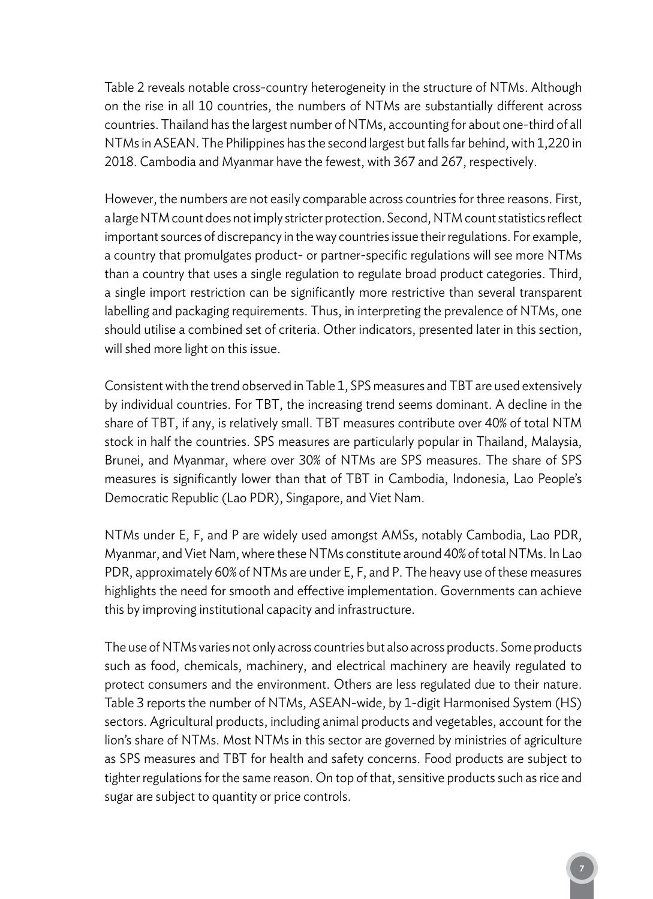Table 2 reveals notable cross-country heterogeneity in the structure of NTMs. Although on the rise in all 10 countries, the numbers of NTMs are substantially different across countries. Thailand has the largest number of NTMs, accounting for about one-third of all NTMs in ASEAN. The Philippines has the second largest but falls far behind, with 1,220 in 2018. Cambodia and Myanmar have the fewest, with 367 and 267, respectively.

However, the numbers are not easily comparable across countries for three reasons. First, a large NTM count does not imply stricter protection. Second, NTM count statistics reflect important sources of discrepancy in the way countries issue their regulations. For example, a country that promulgates product- or partner-specific regulations will see more NTMs than a country that uses a single regulation to regulate broad product categories. Third, a single import restriction can be significantly more restrictive than several transparent labelling and packaging requirements. Thus, in interpreting the prevalence of NTMs, one should utilise a combined set of criteria. Other indicators, presented later in this section, will shed more light on this issue.

Consistent with the trend observed in Table 1, SPS measures and TBT are used extensively by individual countries. For TBT, the increasing trend seems dominant. A decline in the share of TBT, if any, is relatively small. TBT measures contribute over 40% of total NTM stock in half the countries. SPS measures are particularly popular in Thailand, Malaysia, Brunei, and Myanmar, where over 30% of NTMs are SPS measures. The share of SPS measures is significantly lower than that of TBT in Cambodia, Indonesia, Lao People's Democratic Republic (Lao PDR), Singapore, and Viet Nam.

NTMs under E, F, and P are widely used amongst AMSs, notably Cambodia, Lao PDR, Myanmar, and Viet Nam, where these NTMs constitute around 40% of total NTMs. In Lao PDR, approximately 60% of NTMs are under E, F, and P. The heavy use of these measures highlights the need for smooth and effective implementation. Governments can achieve this by improving institutional capacity and infrastructure.

The use of NTMs varies not only across countries but also across products. Some products such as food, chemicals, machinery, and electrical machinery are heavily regulated to protect consumers and the environment. Others are less regulated due to their nature. Table 3 reports the number of NTMs, ASEAN-wide, by 1-digit Harmonised System (HS) sectors. Agricultural products, including animal products and vegetables, account for the lion's share of NTMs. Most NTMs in this sector are governed by ministries of agriculture as SPS measures and TBT for health and safety concerns. Food products are subject to tighter regulations for the same reason. On top of that, sensitive products such as rice and sugar are subject to quantity or price controls.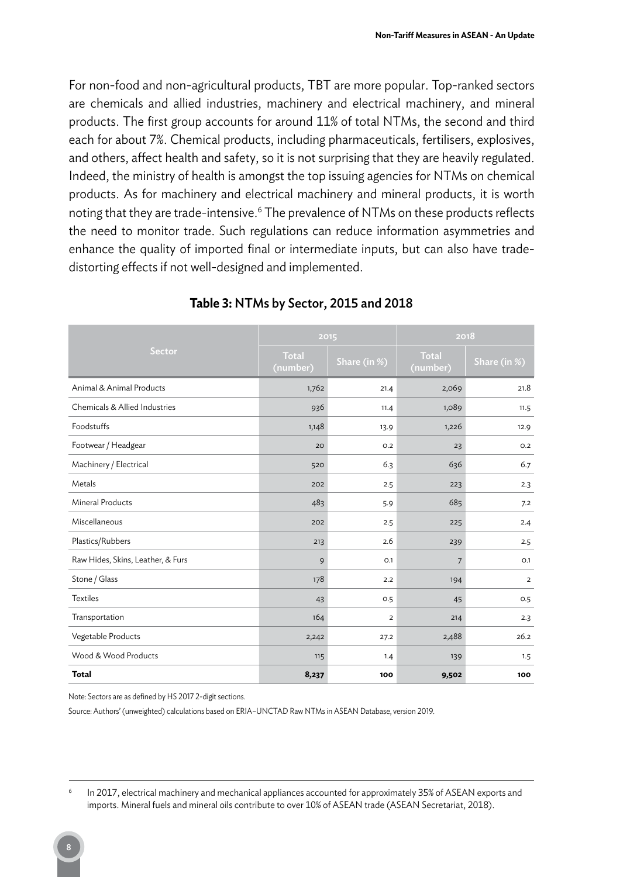For non-food and non-agricultural products, TBT are more popular. Top-ranked sectors are chemicals and allied industries, machinery and electrical machinery, and mineral products. The first group accounts for around 11% of total NTMs, the second and third each for about 7%. Chemical products, including pharmaceuticals, fertilisers, explosives, and others, affect health and safety, so it is not surprising that they are heavily regulated. Indeed, the ministry of health is amongst the top issuing agencies for NTMs on chemical products. As for machinery and electrical machinery and mineral products, it is worth noting that they are trade-intensive.[6] The prevalence of NTMs on these products reflects the need to monitor trade. Such regulations can reduce information asymmetries and enhance the quality of imported final or intermediate inputs, but can also have trade-distorting effects if not well-designed and implemented.

**Table 3: NTMs by Sector, 2015 and 2018**

| Sector | 2015 | | 2018 | |
|---|---|---|---|---|
| | Total (number) | Share (in %) | Total (number) | Share (in %) |
| Animal & Animal Products | 1,762 | 21.4 | 2,069 | 21.8 |
| Chemicals & Allied Industries | 936 | 11.4 | 1,089 | 11.5 |
| Foodstuffs | 1,148 | 13.9 | 1,226 | 12.9 |
| Footwear / Headgear | 20 | 0.2 | 23 | 0.2 |
| Machinery / Electrical | 520 | 6.3 | 636 | 6.7 |
| Metals | 202 | 2.5 | 223 | 2.3 |
| Mineral Products | 483 | 5.9 | 685 | 7.2 |
| Miscellaneous | 202 | 2.5 | 225 | 2.4 |
| Plastics/Rubbers | 213 | 2.6 | 239 | 2.5 |
| Raw Hides, Skins, Leather, & Furs | 9 | 0.1 | 7 | 0.1 |
| Stone / Glass | 178 | 2.2 | 194 | 2 |
| Textiles | 43 | 0.5 | 45 | 0.5 |
| Transportation | 164 | 2 | 214 | 2.3 |
| Vegetable Products | 2,242 | 27.2 | 2,488 | 26.2 |
| Wood & Wood Products | 115 | 1.4 | 139 | 1.5 |
| **Total** | **8,237** | **100** | **9,502** | **100** |

Note: Sectors are as defined by HS 2017 2-digit sections.

Source: Authors' (unweighted) calculations based on ERIA–UNCTAD Raw NTMs in ASEAN Database, version 2019.

[6] In 2017, electrical machinery and mechanical appliances accounted for approximately 35% of ASEAN exports and imports. Mineral fuels and mineral oils contribute to over 10% of ASEAN trade (ASEAN Secretariat, 2018).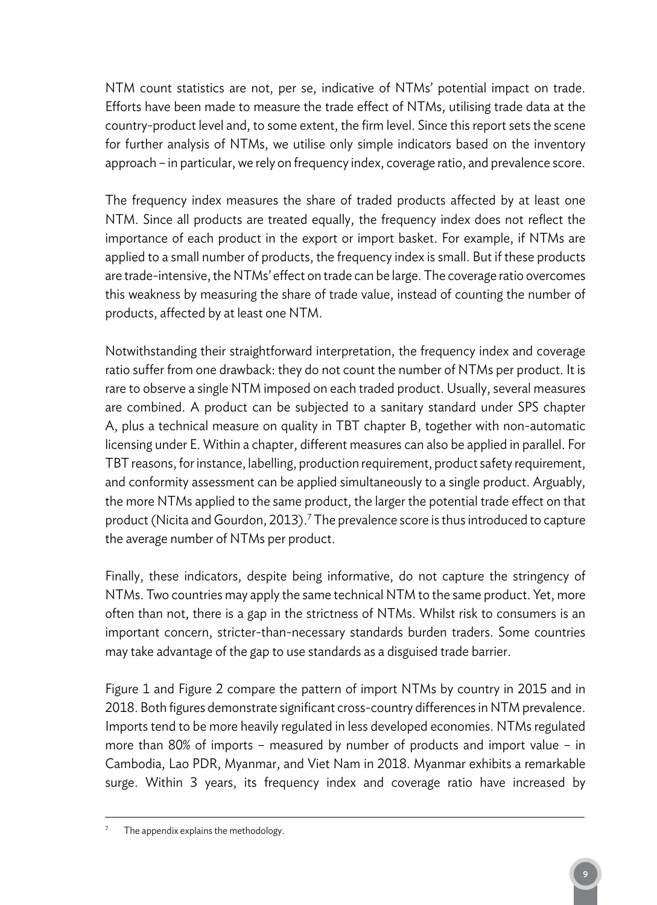NTM count statistics are not, per se, indicative of NTMs' potential impact on trade. Efforts have been made to measure the trade effect of NTMs, utilising trade data at the country-product level and, to some extent, the firm level. Since this report sets the scene for further analysis of NTMs, we utilise only simple indicators based on the inventory approach – in particular, we rely on frequency index, coverage ratio, and prevalence score.

The frequency index measures the share of traded products affected by at least one NTM. Since all products are treated equally, the frequency index does not reflect the importance of each product in the export or import basket. For example, if NTMs are applied to a small number of products, the frequency index is small. But if these products are trade-intensive, the NTMs' effect on trade can be large. The coverage ratio overcomes this weakness by measuring the share of trade value, instead of counting the number of products, affected by at least one NTM.

Notwithstanding their straightforward interpretation, the frequency index and coverage ratio suffer from one drawback: they do not count the number of NTMs per product. It is rare to observe a single NTM imposed on each traded product. Usually, several measures are combined. A product can be subjected to a sanitary standard under SPS chapter A, plus a technical measure on quality in TBT chapter B, together with non-automatic licensing under E. Within a chapter, different measures can also be applied in parallel. For TBT reasons, for instance, labelling, production requirement, product safety requirement, and conformity assessment can be applied simultaneously to a single product. Arguably, the more NTMs applied to the same product, the larger the potential trade effect on that product (Nicita and Gourdon, 2013).[7] The prevalence score is thus introduced to capture the average number of NTMs per product.

Finally, these indicators, despite being informative, do not capture the stringency of NTMs. Two countries may apply the same technical NTM to the same product. Yet, more often than not, there is a gap in the strictness of NTMs. Whilst risk to consumers is an important concern, stricter-than-necessary standards burden traders. Some countries may take advantage of the gap to use standards as a disguised trade barrier.

Figure 1 and Figure 2 compare the pattern of import NTMs by country in 2015 and in 2018. Both figures demonstrate significant cross-country differences in NTM prevalence. Imports tend to be more heavily regulated in less developed economies. NTMs regulated more than 80% of imports – measured by number of products and import value – in Cambodia, Lao PDR, Myanmar, and Viet Nam in 2018. Myanmar exhibits a remarkable surge. Within 3 years, its frequency index and coverage ratio have increased by

---

[7] The appendix explains the methodology.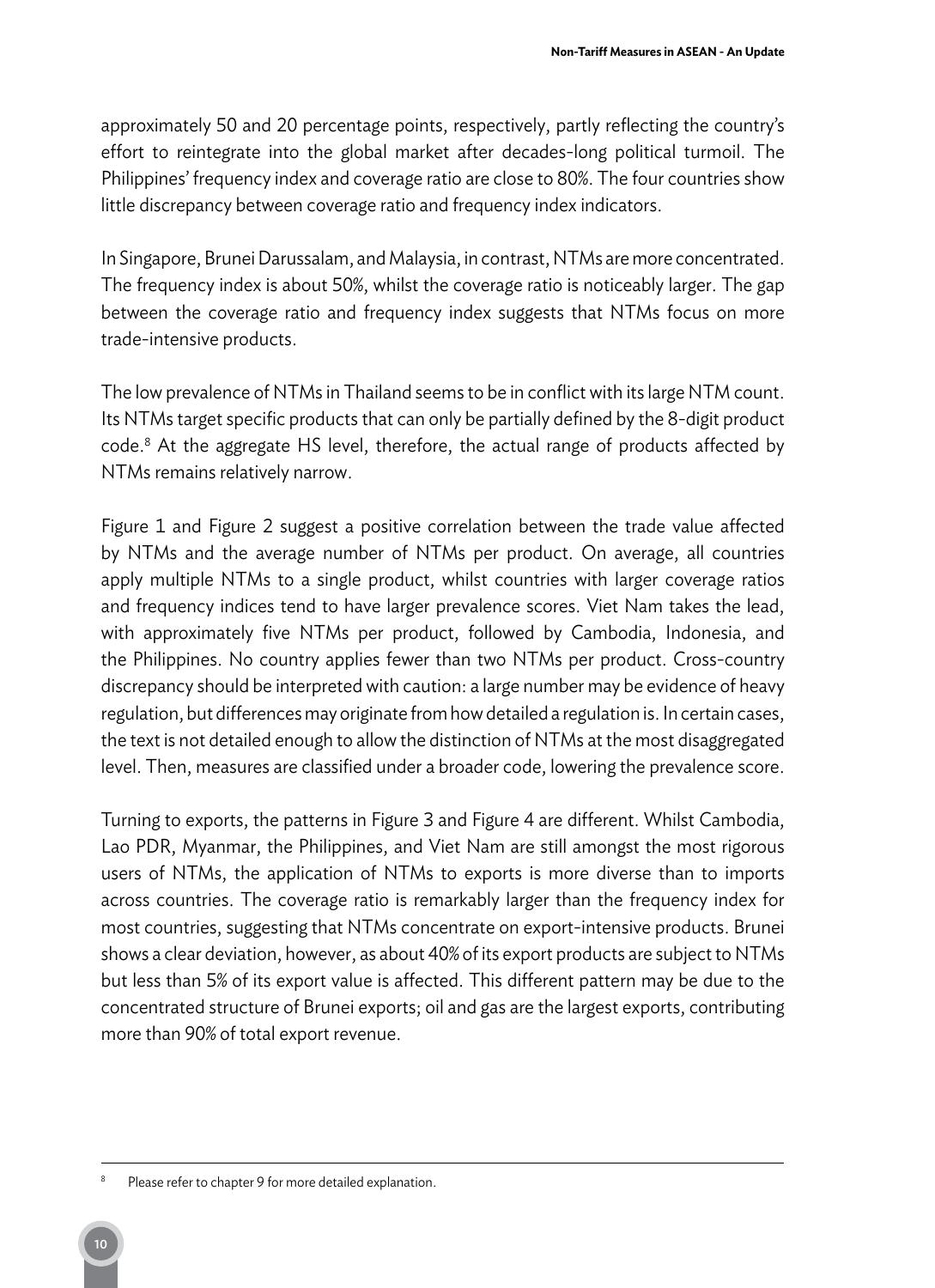approximately 50 and 20 percentage points, respectively, partly reflecting the country's effort to reintegrate into the global market after decades-long political turmoil. The Philippines' frequency index and coverage ratio are close to 80%. The four countries show little discrepancy between coverage ratio and frequency index indicators.

In Singapore, Brunei Darussalam, and Malaysia, in contrast, NTMs are more concentrated. The frequency index is about 50%, whilst the coverage ratio is noticeably larger. The gap between the coverage ratio and frequency index suggests that NTMs focus on more trade-intensive products.

The low prevalence of NTMs in Thailand seems to be in conflict with its large NTM count. Its NTMs target specific products that can only be partially defined by the 8-digit product code.[8] At the aggregate HS level, therefore, the actual range of products affected by NTMs remains relatively narrow.

Figure 1 and Figure 2 suggest a positive correlation between the trade value affected by NTMs and the average number of NTMs per product. On average, all countries apply multiple NTMs to a single product, whilst countries with larger coverage ratios and frequency indices tend to have larger prevalence scores. Viet Nam takes the lead, with approximately five NTMs per product, followed by Cambodia, Indonesia, and the Philippines. No country applies fewer than two NTMs per product. Cross-country discrepancy should be interpreted with caution: a large number may be evidence of heavy regulation, but differences may originate from how detailed a regulation is. In certain cases, the text is not detailed enough to allow the distinction of NTMs at the most disaggregated level. Then, measures are classified under a broader code, lowering the prevalence score.

Turning to exports, the patterns in Figure 3 and Figure 4 are different. Whilst Cambodia, Lao PDR, Myanmar, the Philippines, and Viet Nam are still amongst the most rigorous users of NTMs, the application of NTMs to exports is more diverse than to imports across countries. The coverage ratio is remarkably larger than the frequency index for most countries, suggesting that NTMs concentrate on export-intensive products. Brunei shows a clear deviation, however, as about 40% of its export products are subject to NTMs but less than 5% of its export value is affected. This different pattern may be due to the concentrated structure of Brunei exports; oil and gas are the largest exports, contributing more than 90% of total export revenue.

---

[8] Please refer to chapter 9 for more detailed explanation.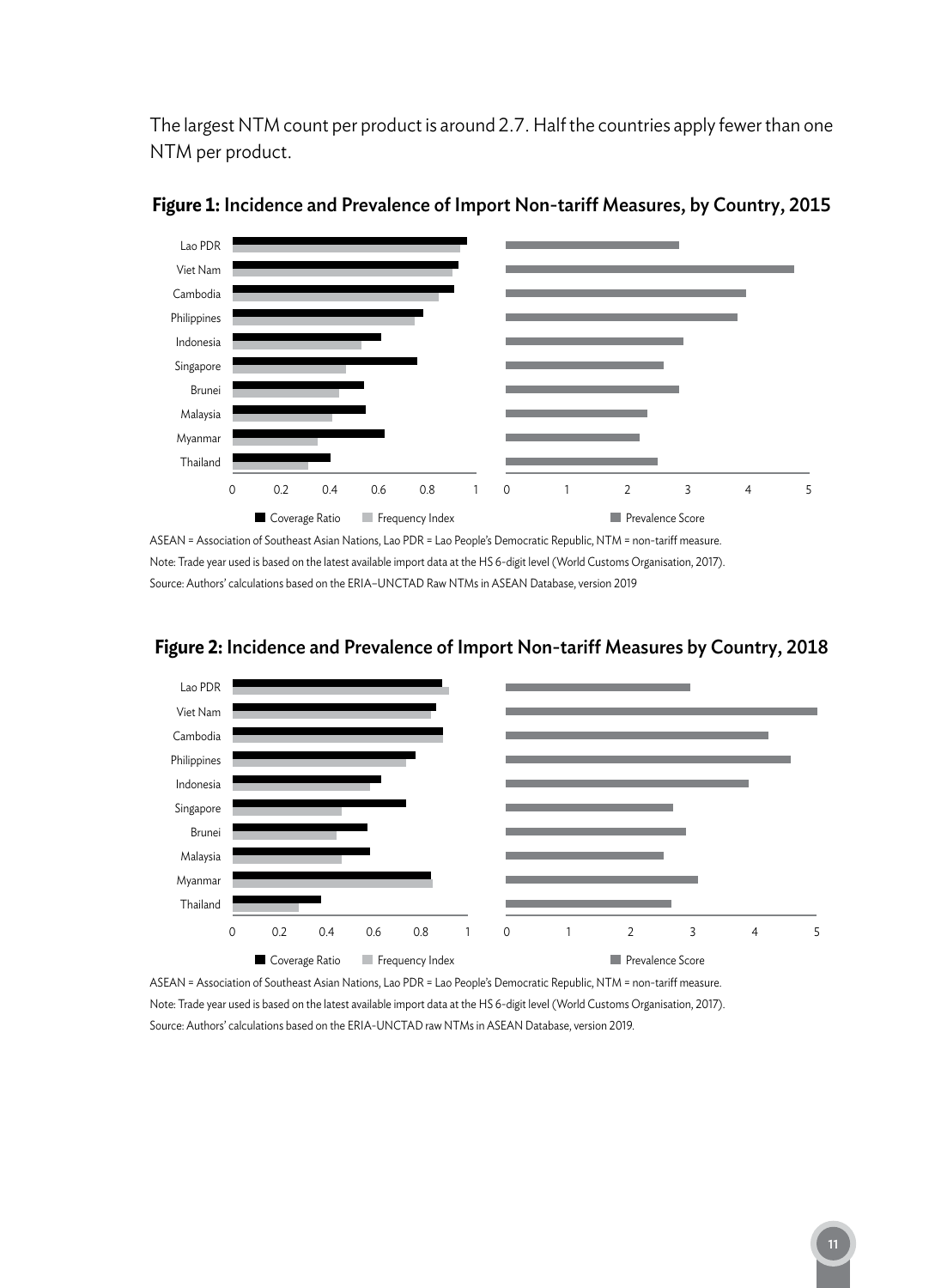The largest NTM count per product is around 2.7. Half the countries apply fewer than one NTM per product.

**Figure 1:** Incidence and Prevalence of Import Non-tariff Measures, by Country, 2015

ASEAN = Association of Southeast Asian Nations, Lao PDR = Lao People's Democratic Republic, NTM = non-tariff measure.

Note: Trade year used is based on the latest available import data at the HS 6-digit level (World Customs Organisation, 2017).

Source: Authors' calculations based on the ERIA–UNCTAD Raw NTMs in ASEAN Database, version 2019

**Figure 2:** Incidence and Prevalence of Import Non-tariff Measures by Country, 2018

ASEAN = Association of Southeast Asian Nations, Lao PDR = Lao People's Democratic Republic, NTM = non-tariff measure.

Note: Trade year used is based on the latest available import data at the HS 6-digit level (World Customs Organisation, 2017).

Source: Authors' calculations based on the ERIA–UNCTAD raw NTMs in ASEAN Database, version 2019.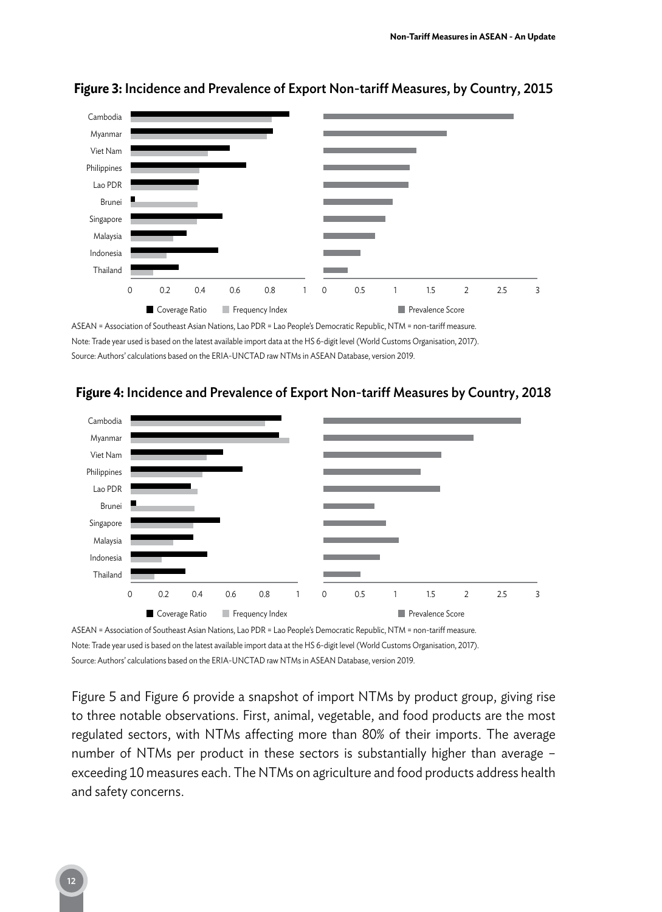**Figure 3:** Incidence and Prevalence of Export Non-tariff Measures, by Country, 2015

ASEAN = Association of Southeast Asian Nations, Lao PDR = Lao People's Democratic Republic, NTM = non-tariff measure.

Note: Trade year used is based on the latest available import data at the HS 6-digit level (World Customs Organisation, 2017).

Source: Authors' calculations based on the ERIA-UNCTAD raw NTMs in ASEAN Database, version 2019.

**Figure 4:** Incidence and Prevalence of Export Non-tariff Measures by Country, 2018

ASEAN = Association of Southeast Asian Nations, Lao PDR = Lao People's Democratic Republic, NTM = non-tariff measure.

Note: Trade year used is based on the latest available import data at the HS 6-digit level (World Customs Organisation, 2017).

Source: Authors' calculations based on the ERIA-UNCTAD raw NTMs in ASEAN Database, version 2019.

Figure 5 and Figure 6 provide a snapshot of import NTMs by product group, giving rise to three notable observations. First, animal, vegetable, and food products are the most regulated sectors, with NTMs affecting more than 80% of their imports. The average number of NTMs per product in these sectors is substantially higher than average – exceeding 10 measures each. The NTMs on agriculture and food products address health and safety concerns.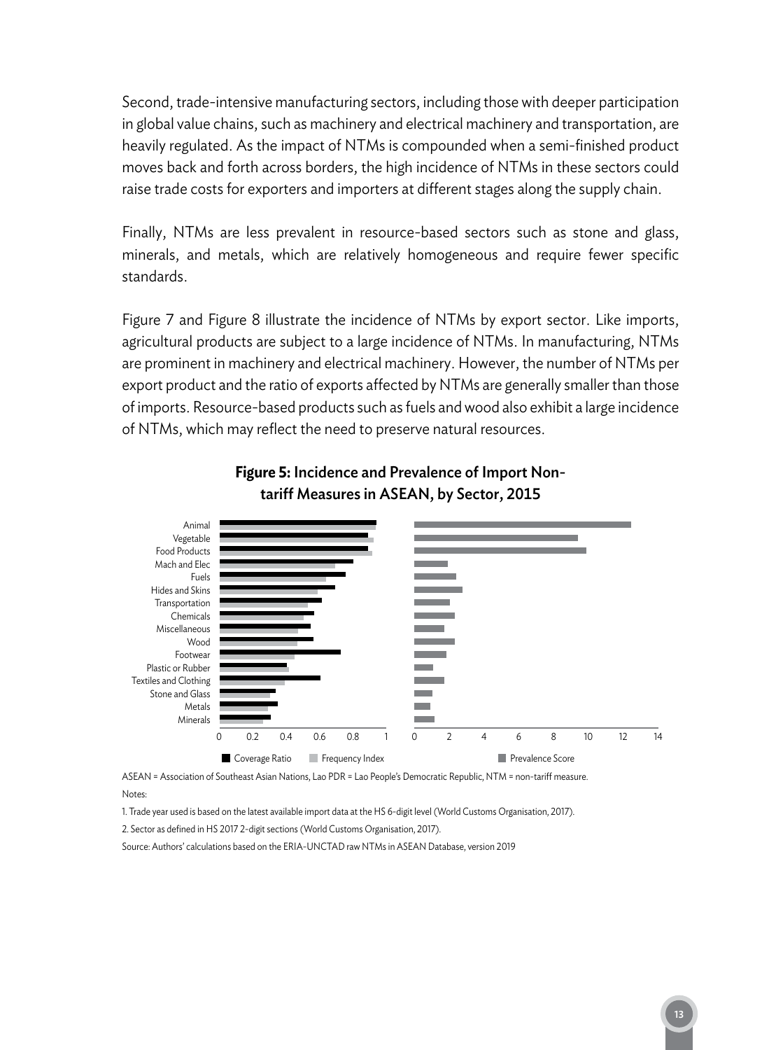Second, trade-intensive manufacturing sectors, including those with deeper participation in global value chains, such as machinery and electrical machinery and transportation, are heavily regulated. As the impact of NTMs is compounded when a semi-finished product moves back and forth across borders, the high incidence of NTMs in these sectors could raise trade costs for exporters and importers at different stages along the supply chain.

Finally, NTMs are less prevalent in resource-based sectors such as stone and glass, minerals, and metals, which are relatively homogeneous and require fewer specific standards.

Figure 7 and Figure 8 illustrate the incidence of NTMs by export sector. Like imports, agricultural products are subject to a large incidence of NTMs. In manufacturing, NTMs are prominent in machinery and electrical machinery. However, the number of NTMs per export product and the ratio of exports affected by NTMs are generally smaller than those of imports. Resource-based products such as fuels and wood also exhibit a large incidence of NTMs, which may reflect the need to preserve natural resources.

**Figure 5: Incidence and Prevalence of Import Non-tariff Measures in ASEAN, by Sector, 2015**

ASEAN = Association of Southeast Asian Nations, Lao PDR = Lao People's Democratic Republic, NTM = non-tariff measure.

Notes:

1. Trade year used is based on the latest available import data at the HS 6-digit level (World Customs Organisation, 2017).

2. Sector as defined in HS 2017 2-digit sections (World Customs Organisation, 2017).

Source: Authors' calculations based on the ERIA-UNCTAD raw NTMs in ASEAN Database, version 2019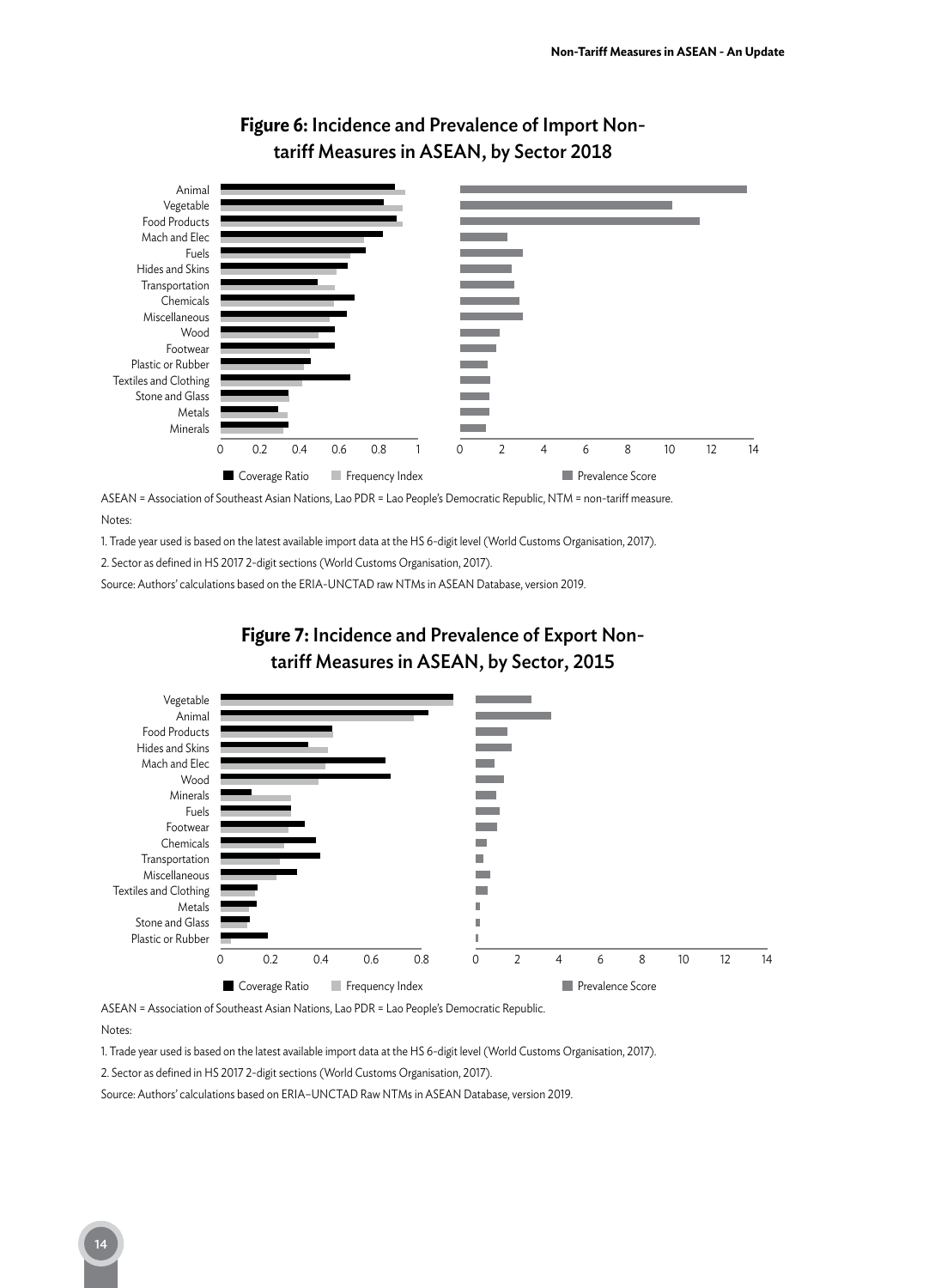## Figure 6: Incidence and Prevalence of Import Non-tariff Measures in ASEAN, by Sector 2018

ASEAN = Association of Southeast Asian Nations, Lao PDR = Lao People's Democratic Republic, NTM = non-tariff measure.

Notes:

1. Trade year used is based on the latest available import data at the HS 6-digit level (World Customs Organisation, 2017).

2. Sector as defined in HS 2017 2-digit sections (World Customs Organisation, 2017).

Source: Authors' calculations based on the ERIA-UNCTAD raw NTMs in ASEAN Database, version 2019.

## Figure 7: Incidence and Prevalence of Export Non-tariff Measures in ASEAN, by Sector, 2015

ASEAN = Association of Southeast Asian Nations, Lao PDR = Lao People's Democratic Republic.

Notes:

1. Trade year used is based on the latest available import data at the HS 6-digit level (World Customs Organisation, 2017).

2. Sector as defined in HS 2017 2-digit sections (World Customs Organisation, 2017).

Source: Authors' calculations based on ERIA–UNCTAD Raw NTMs in ASEAN Database, version 2019.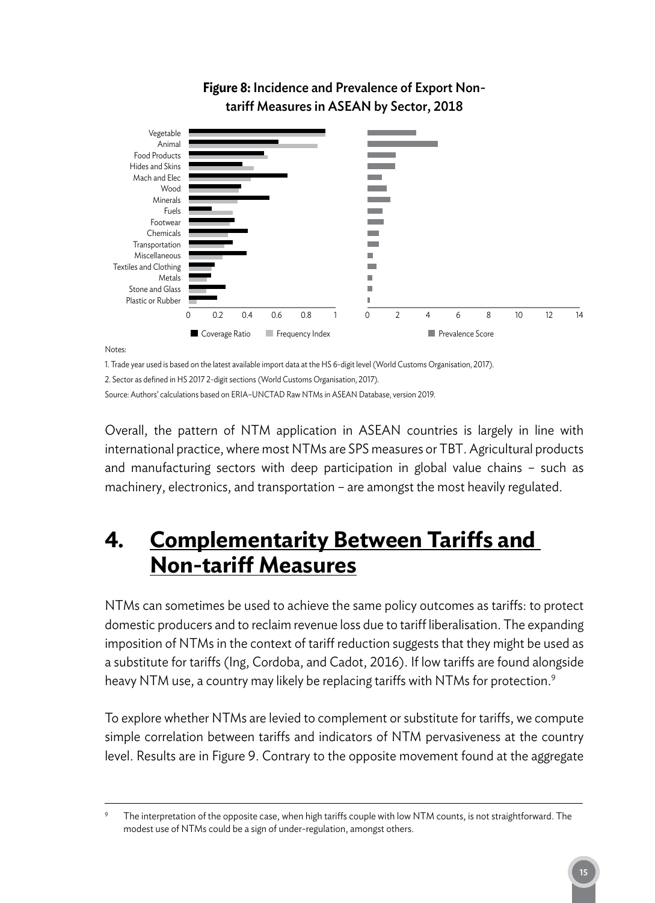**Figure 8: Incidence and Prevalence of Export Non-tariff Measures in ASEAN by Sector, 2018**

Notes:

1. Trade year used is based on the latest available import data at the HS 6-digit level (World Customs Organisation, 2017).

2. Sector as defined in HS 2017 2-digit sections (World Customs Organisation, 2017).

Source: Authors' calculations based on ERIA–UNCTAD Raw NTMs in ASEAN Database, version 2019.

Overall, the pattern of NTM application in ASEAN countries is largely in line with international practice, where most NTMs are SPS measures or TBT. Agricultural products and manufacturing sectors with deep participation in global value chains – such as machinery, electronics, and transportation – are amongst the most heavily regulated.

# 4. Complementarity Between Tariffs and Non-tariff Measures

NTMs can sometimes be used to achieve the same policy outcomes as tariffs: to protect domestic producers and to reclaim revenue loss due to tariff liberalisation. The expanding imposition of NTMs in the context of tariff reduction suggests that they might be used as a substitute for tariffs (Ing, Cordoba, and Cadot, 2016). If low tariffs are found alongside heavy NTM use, a country may likely be replacing tariffs with NTMs for protection.[9]

To explore whether NTMs are levied to complement or substitute for tariffs, we compute simple correlation between tariffs and indicators of NTM pervasiveness at the country level. Results are in Figure 9. Contrary to the opposite movement found at the aggregate

[9] The interpretation of the opposite case, when high tariffs couple with low NTM counts, is not straightforward. The modest use of NTMs could be a sign of under-regulation, amongst others.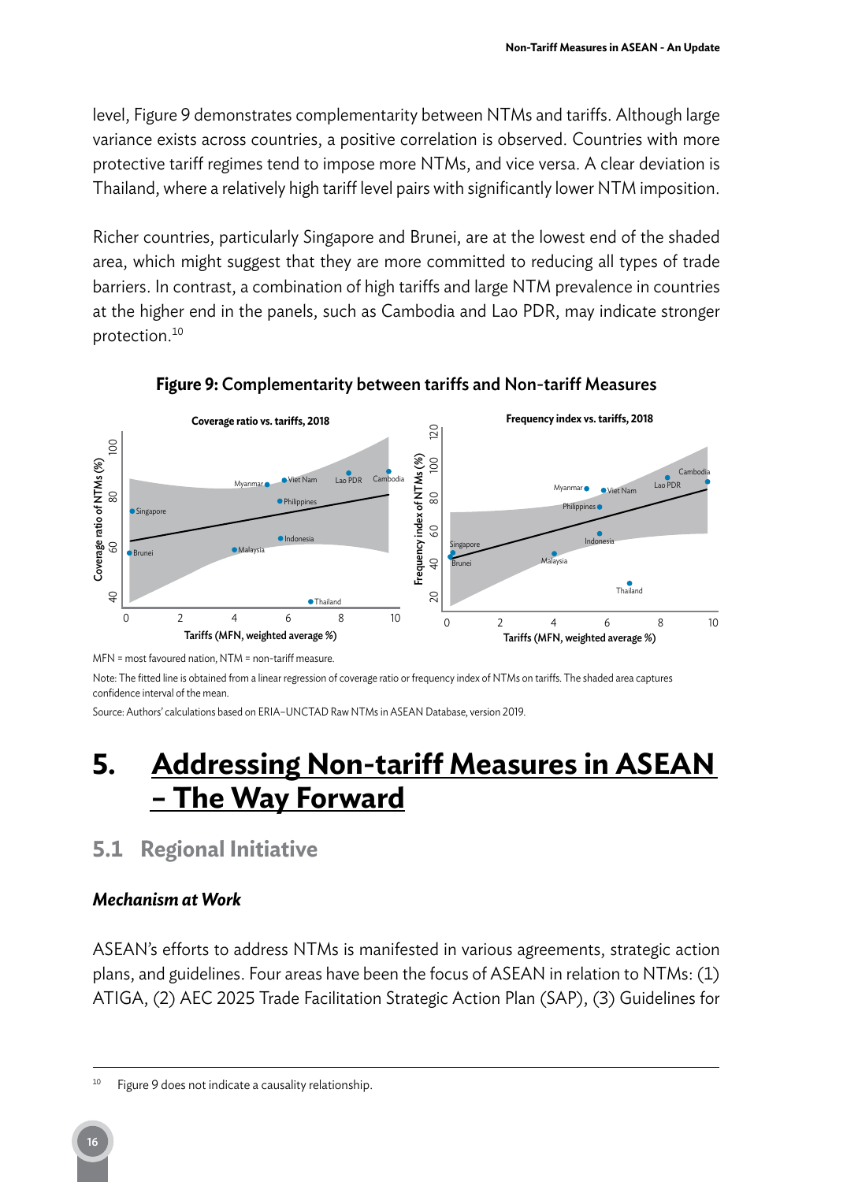level, Figure 9 demonstrates complementarity between NTMs and tariffs. Although large variance exists across countries, a positive correlation is observed. Countries with more protective tariff regimes tend to impose more NTMs, and vice versa. A clear deviation is Thailand, where a relatively high tariff level pairs with significantly lower NTM imposition.

Richer countries, particularly Singapore and Brunei, are at the lowest end of the shaded area, which might suggest that they are more committed to reducing all types of trade barriers. In contrast, a combination of high tariffs and large NTM prevalence in countries at the higher end in the panels, such as Cambodia and Lao PDR, may indicate stronger protection.[10]

**Figure 9: Complementarity between tariffs and Non-tariff Measures**

MFN = most favoured nation, NTM = non-tariff measure.

Note: The fitted line is obtained from a linear regression of coverage ratio or frequency index of NTMs on tariffs. The shaded area captures confidence interval of the mean.

Source: Authors' calculations based on ERIA–UNCTAD Raw NTMs in ASEAN Database, version 2019.

# 5. Addressing Non-tariff Measures in ASEAN – The Way Forward

## 5.1 Regional Initiative

### *Mechanism at Work*

ASEAN's efforts to address NTMs is manifested in various agreements, strategic action plans, and guidelines. Four areas have been the focus of ASEAN in relation to NTMs: (1) ATIGA, (2) AEC 2025 Trade Facilitation Strategic Action Plan (SAP), (3) Guidelines for

---

[10] Figure 9 does not indicate a causality relationship.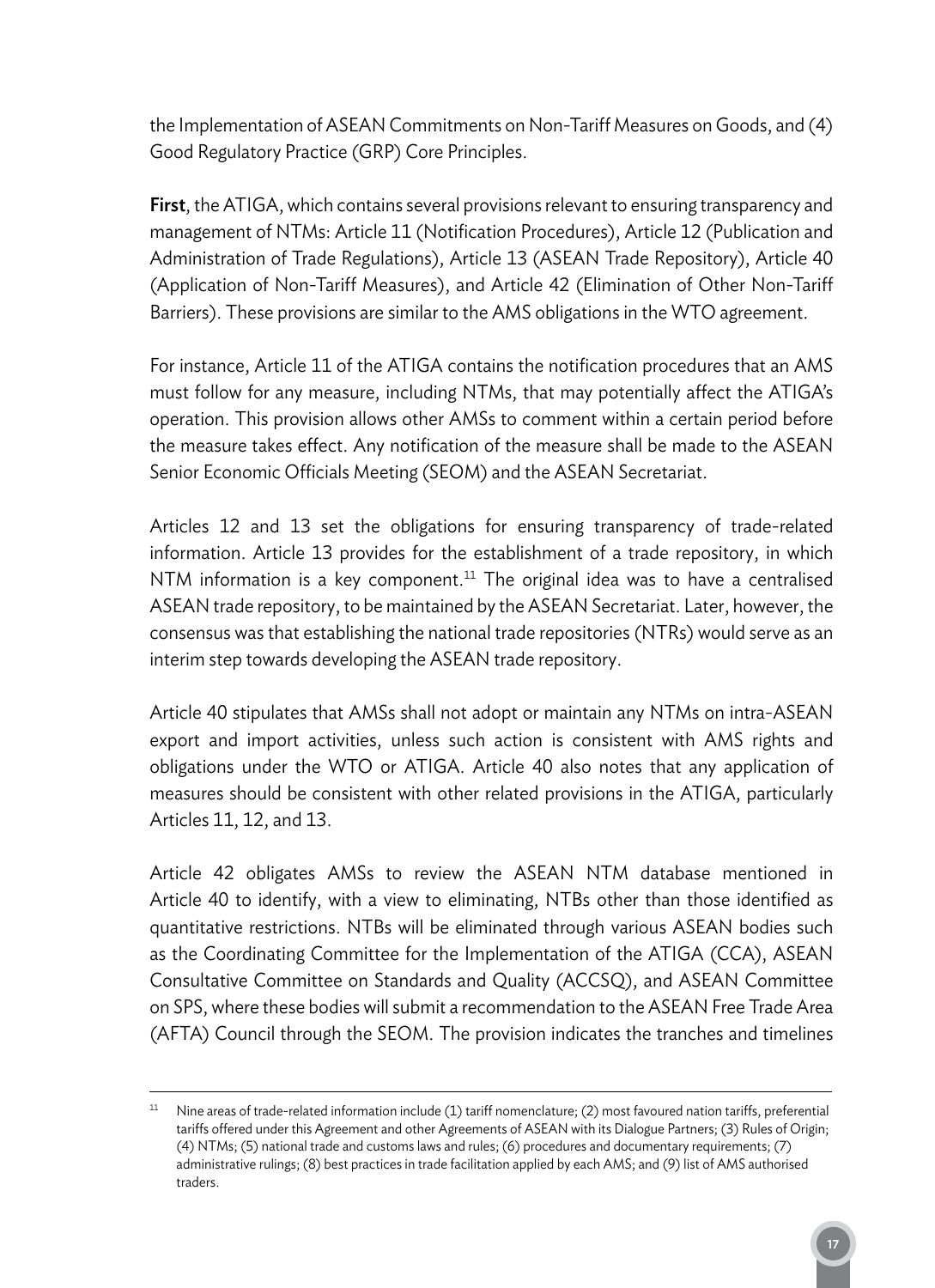the Implementation of ASEAN Commitments on Non-Tariff Measures on Goods, and (4) Good Regulatory Practice (GRP) Core Principles.

**First**, the ATIGA, which contains several provisions relevant to ensuring transparency and management of NTMs: Article 11 (Notification Procedures), Article 12 (Publication and Administration of Trade Regulations), Article 13 (ASEAN Trade Repository), Article 40 (Application of Non-Tariff Measures), and Article 42 (Elimination of Other Non-Tariff Barriers). These provisions are similar to the AMS obligations in the WTO agreement.

For instance, Article 11 of the ATIGA contains the notification procedures that an AMS must follow for any measure, including NTMs, that may potentially affect the ATIGA's operation. This provision allows other AMSs to comment within a certain period before the measure takes effect. Any notification of the measure shall be made to the ASEAN Senior Economic Officials Meeting (SEOM) and the ASEAN Secretariat.

Articles 12 and 13 set the obligations for ensuring transparency of trade-related information. Article 13 provides for the establishment of a trade repository, in which NTM information is a key component.[11] The original idea was to have a centralised ASEAN trade repository, to be maintained by the ASEAN Secretariat. Later, however, the consensus was that establishing the national trade repositories (NTRs) would serve as an interim step towards developing the ASEAN trade repository.

Article 40 stipulates that AMSs shall not adopt or maintain any NTMs on intra-ASEAN export and import activities, unless such action is consistent with AMS rights and obligations under the WTO or ATIGA. Article 40 also notes that any application of measures should be consistent with other related provisions in the ATIGA, particularly Articles 11, 12, and 13.

Article 42 obligates AMSs to review the ASEAN NTM database mentioned in Article 40 to identify, with a view to eliminating, NTBs other than those identified as quantitative restrictions. NTBs will be eliminated through various ASEAN bodies such as the Coordinating Committee for the Implementation of the ATIGA (CCA), ASEAN Consultative Committee on Standards and Quality (ACCSQ), and ASEAN Committee on SPS, where these bodies will submit a recommendation to the ASEAN Free Trade Area (AFTA) Council through the SEOM. The provision indicates the tranches and timelines

---

[11] Nine areas of trade-related information include (1) tariff nomenclature; (2) most favoured nation tariffs, preferential tariffs offered under this Agreement and other Agreements of ASEAN with its Dialogue Partners; (3) Rules of Origin; (4) NTMs; (5) national trade and customs laws and rules; (6) procedures and documentary requirements; (7) administrative rulings; (8) best practices in trade facilitation applied by each AMS; and (9) list of AMS authorised traders.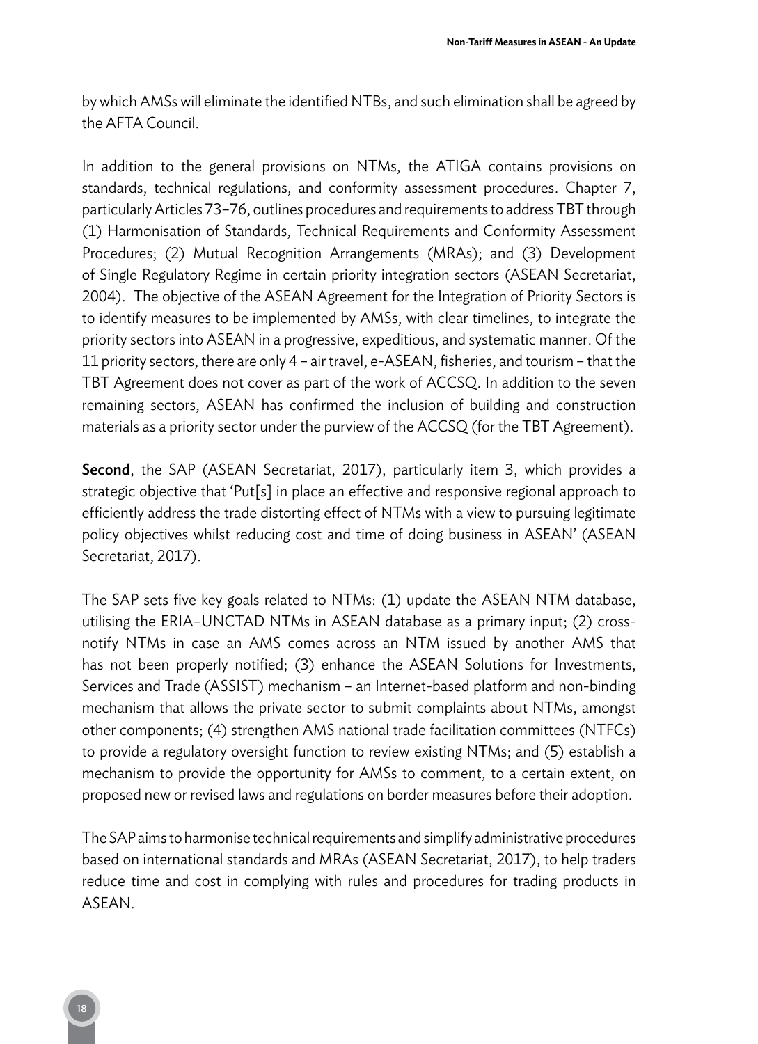by which AMSs will eliminate the identified NTBs, and such elimination shall be agreed by the AFTA Council.

In addition to the general provisions on NTMs, the ATIGA contains provisions on standards, technical regulations, and conformity assessment procedures. Chapter 7, particularly Articles 73–76, outlines procedures and requirements to address TBT through (1) Harmonisation of Standards, Technical Requirements and Conformity Assessment Procedures; (2) Mutual Recognition Arrangements (MRAs); and (3) Development of Single Regulatory Regime in certain priority integration sectors (ASEAN Secretariat, 2004). The objective of the ASEAN Agreement for the Integration of Priority Sectors is to identify measures to be implemented by AMSs, with clear timelines, to integrate the priority sectors into ASEAN in a progressive, expeditious, and systematic manner. Of the 11 priority sectors, there are only 4 – air travel, e-ASEAN, fisheries, and tourism – that the TBT Agreement does not cover as part of the work of ACCSQ. In addition to the seven remaining sectors, ASEAN has confirmed the inclusion of building and construction materials as a priority sector under the purview of the ACCSQ (for the TBT Agreement).

**Second**, the SAP (ASEAN Secretariat, 2017), particularly item 3, which provides a strategic objective that 'Put[s] in place an effective and responsive regional approach to efficiently address the trade distorting effect of NTMs with a view to pursuing legitimate policy objectives whilst reducing cost and time of doing business in ASEAN' (ASEAN Secretariat, 2017).

The SAP sets five key goals related to NTMs: (1) update the ASEAN NTM database, utilising the ERIA–UNCTAD NTMs in ASEAN database as a primary input; (2) cross-notify NTMs in case an AMS comes across an NTM issued by another AMS that has not been properly notified; (3) enhance the ASEAN Solutions for Investments, Services and Trade (ASSIST) mechanism – an Internet-based platform and non-binding mechanism that allows the private sector to submit complaints about NTMs, amongst other components; (4) strengthen AMS national trade facilitation committees (NTFCs) to provide a regulatory oversight function to review existing NTMs; and (5) establish a mechanism to provide the opportunity for AMSs to comment, to a certain extent, on proposed new or revised laws and regulations on border measures before their adoption.

The SAP aims to harmonise technical requirements and simplify administrative procedures based on international standards and MRAs (ASEAN Secretariat, 2017), to help traders reduce time and cost in complying with rules and procedures for trading products in ASEAN.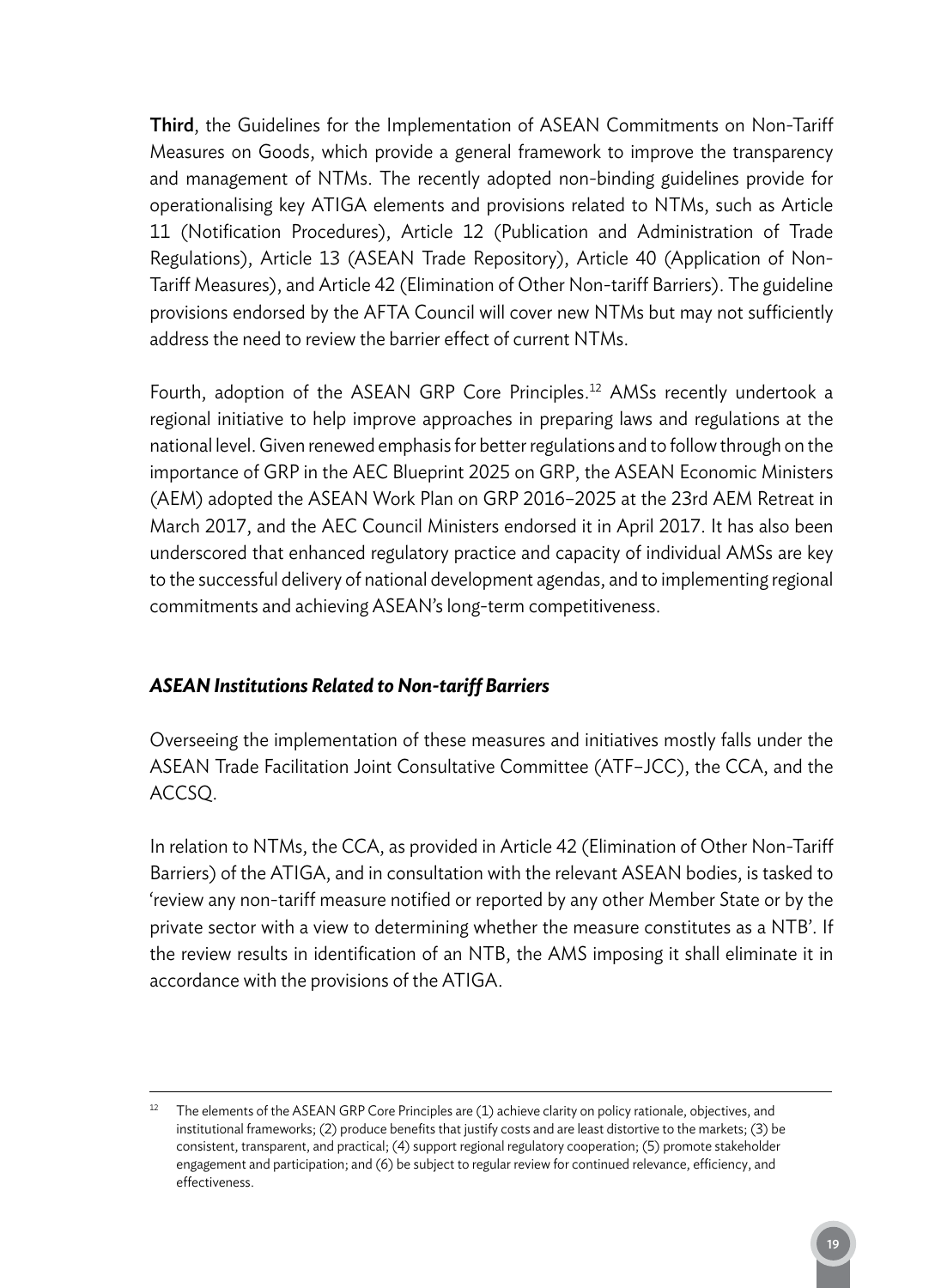**Third**, the Guidelines for the Implementation of ASEAN Commitments on Non-Tariff Measures on Goods, which provide a general framework to improve the transparency and management of NTMs. The recently adopted non-binding guidelines provide for operationalising key ATIGA elements and provisions related to NTMs, such as Article 11 (Notification Procedures), Article 12 (Publication and Administration of Trade Regulations), Article 13 (ASEAN Trade Repository), Article 40 (Application of Non-Tariff Measures), and Article 42 (Elimination of Other Non-tariff Barriers). The guideline provisions endorsed by the AFTA Council will cover new NTMs but may not sufficiently address the need to review the barrier effect of current NTMs.

Fourth, adoption of the ASEAN GRP Core Principles.[12] AMSs recently undertook a regional initiative to help improve approaches in preparing laws and regulations at the national level. Given renewed emphasis for better regulations and to follow through on the importance of GRP in the AEC Blueprint 2025 on GRP, the ASEAN Economic Ministers (AEM) adopted the ASEAN Work Plan on GRP 2016–2025 at the 23rd AEM Retreat in March 2017, and the AEC Council Ministers endorsed it in April 2017. It has also been underscored that enhanced regulatory practice and capacity of individual AMSs are key to the successful delivery of national development agendas, and to implementing regional commitments and achieving ASEAN's long-term competitiveness.

### *ASEAN Institutions Related to Non-tariff Barriers*

Overseeing the implementation of these measures and initiatives mostly falls under the ASEAN Trade Facilitation Joint Consultative Committee (ATF–JCC), the CCA, and the ACCSQ.

In relation to NTMs, the CCA, as provided in Article 42 (Elimination of Other Non-Tariff Barriers) of the ATIGA, and in consultation with the relevant ASEAN bodies, is tasked to 'review any non-tariff measure notified or reported by any other Member State or by the private sector with a view to determining whether the measure constitutes as a NTB'. If the review results in identification of an NTB, the AMS imposing it shall eliminate it in accordance with the provisions of the ATIGA.

---

[12] The elements of the ASEAN GRP Core Principles are (1) achieve clarity on policy rationale, objectives, and institutional frameworks; (2) produce benefits that justify costs and are least distortive to the markets; (3) be consistent, transparent, and practical; (4) support regional regulatory cooperation; (5) promote stakeholder engagement and participation; and (6) be subject to regular review for continued relevance, efficiency, and effectiveness.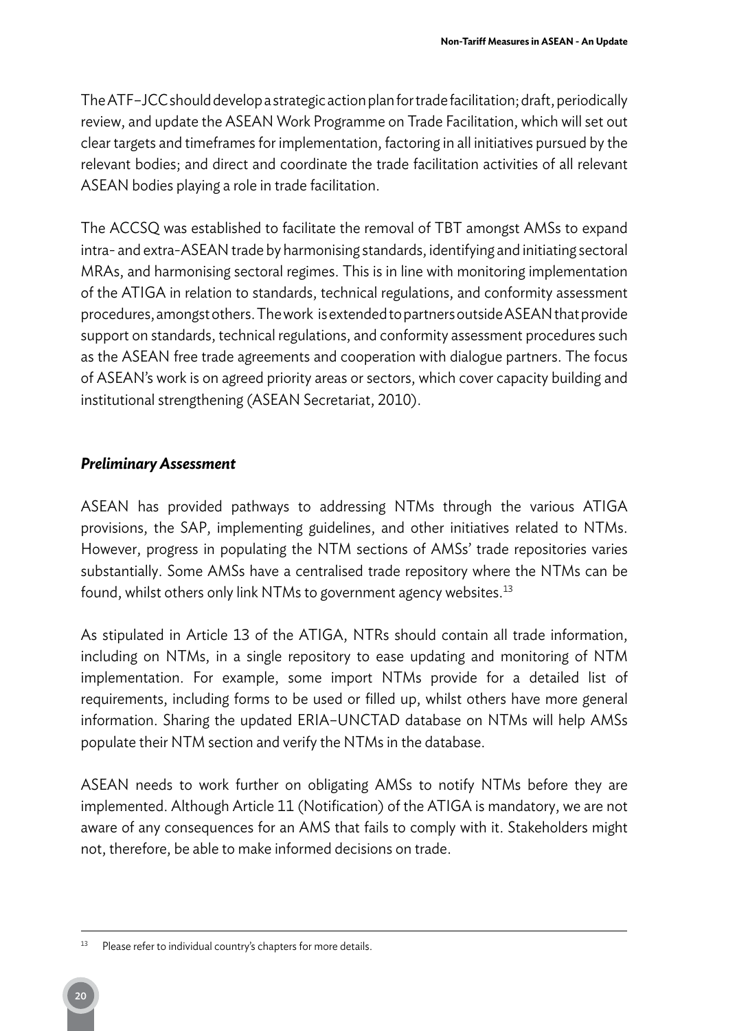The ATF–JCC should develop a strategic action plan for trade facilitation; draft, periodically review, and update the ASEAN Work Programme on Trade Facilitation, which will set out clear targets and timeframes for implementation, factoring in all initiatives pursued by the relevant bodies; and direct and coordinate the trade facilitation activities of all relevant ASEAN bodies playing a role in trade facilitation.

The ACCSQ was established to facilitate the removal of TBT amongst AMSs to expand intra- and extra-ASEAN trade by harmonising standards, identifying and initiating sectoral MRAs, and harmonising sectoral regimes. This is in line with monitoring implementation of the ATIGA in relation to standards, technical regulations, and conformity assessment procedures, amongst others. The work is extended to partners outside ASEAN that provide support on standards, technical regulations, and conformity assessment procedures such as the ASEAN free trade agreements and cooperation with dialogue partners. The focus of ASEAN's work is on agreed priority areas or sectors, which cover capacity building and institutional strengthening (ASEAN Secretariat, 2010).

### *Preliminary Assessment*

ASEAN has provided pathways to addressing NTMs through the various ATIGA provisions, the SAP, implementing guidelines, and other initiatives related to NTMs. However, progress in populating the NTM sections of AMSs' trade repositories varies substantially. Some AMSs have a centralised trade repository where the NTMs can be found, whilst others only link NTMs to government agency websites.[13]

As stipulated in Article 13 of the ATIGA, NTRs should contain all trade information, including on NTMs, in a single repository to ease updating and monitoring of NTM implementation. For example, some import NTMs provide for a detailed list of requirements, including forms to be used or filled up, whilst others have more general information. Sharing the updated ERIA–UNCTAD database on NTMs will help AMSs populate their NTM section and verify the NTMs in the database.

ASEAN needs to work further on obligating AMSs to notify NTMs before they are implemented. Although Article 11 (Notification) of the ATIGA is mandatory, we are not aware of any consequences for an AMS that fails to comply with it. Stakeholders might not, therefore, be able to make informed decisions on trade.

---

[13] Please refer to individual country's chapters for more details.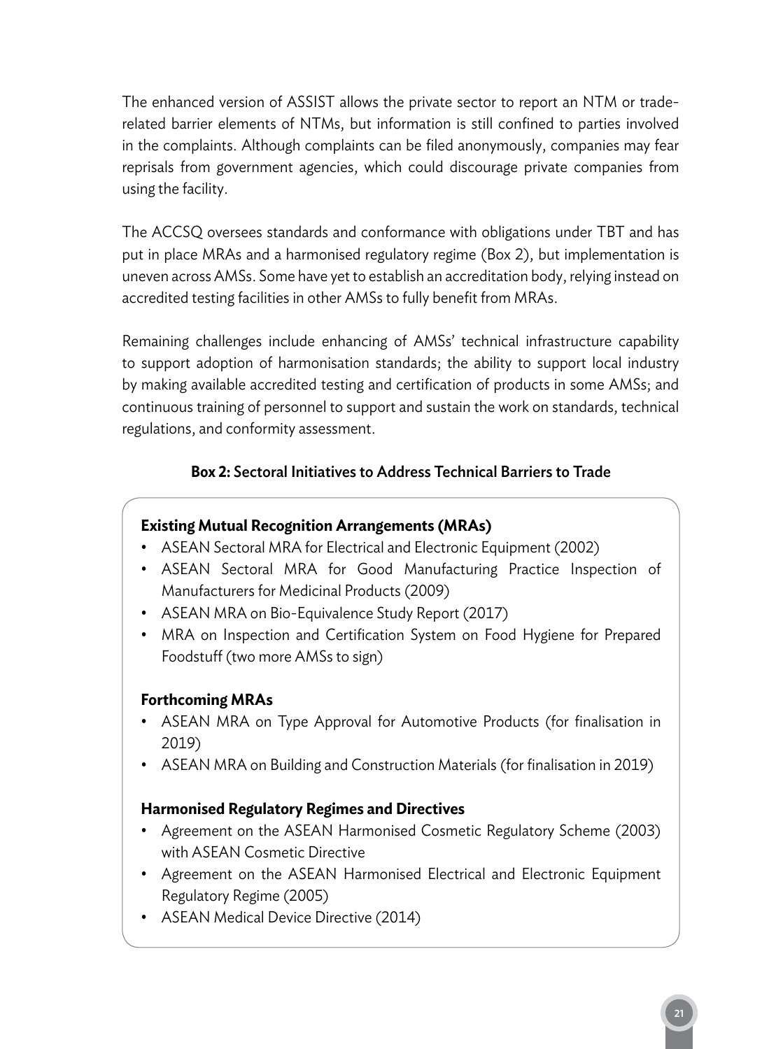The enhanced version of ASSIST allows the private sector to report an NTM or trade-related barrier elements of NTMs, but information is still confined to parties involved in the complaints. Although complaints can be filed anonymously, companies may fear reprisals from government agencies, which could discourage private companies from using the facility.

The ACCSQ oversees standards and conformance with obligations under TBT and has put in place MRAs and a harmonised regulatory regime (Box 2), but implementation is uneven across AMSs. Some have yet to establish an accreditation body, relying instead on accredited testing facilities in other AMSs to fully benefit from MRAs.

Remaining challenges include enhancing of AMSs' technical infrastructure capability to support adoption of harmonisation standards; the ability to support local industry by making available accredited testing and certification of products in some AMSs; and continuous training of personnel to support and sustain the work on standards, technical regulations, and conformity assessment.

**Box 2: Sectoral Initiatives to Address Technical Barriers to Trade**

**Existing Mutual Recognition Arrangements (MRAs)**

- ASEAN Sectoral MRA for Electrical and Electronic Equipment (2002)
- ASEAN Sectoral MRA for Good Manufacturing Practice Inspection of Manufacturers for Medicinal Products (2009)
- ASEAN MRA on Bio-Equivalence Study Report (2017)
- MRA on Inspection and Certification System on Food Hygiene for Prepared Foodstuff (two more AMSs to sign)

**Forthcoming MRAs**

- ASEAN MRA on Type Approval for Automotive Products (for finalisation in 2019)
- ASEAN MRA on Building and Construction Materials (for finalisation in 2019)

**Harmonised Regulatory Regimes and Directives**

- Agreement on the ASEAN Harmonised Cosmetic Regulatory Scheme (2003) with ASEAN Cosmetic Directive
- Agreement on the ASEAN Harmonised Electrical and Electronic Equipment Regulatory Regime (2005)
- ASEAN Medical Device Directive (2014)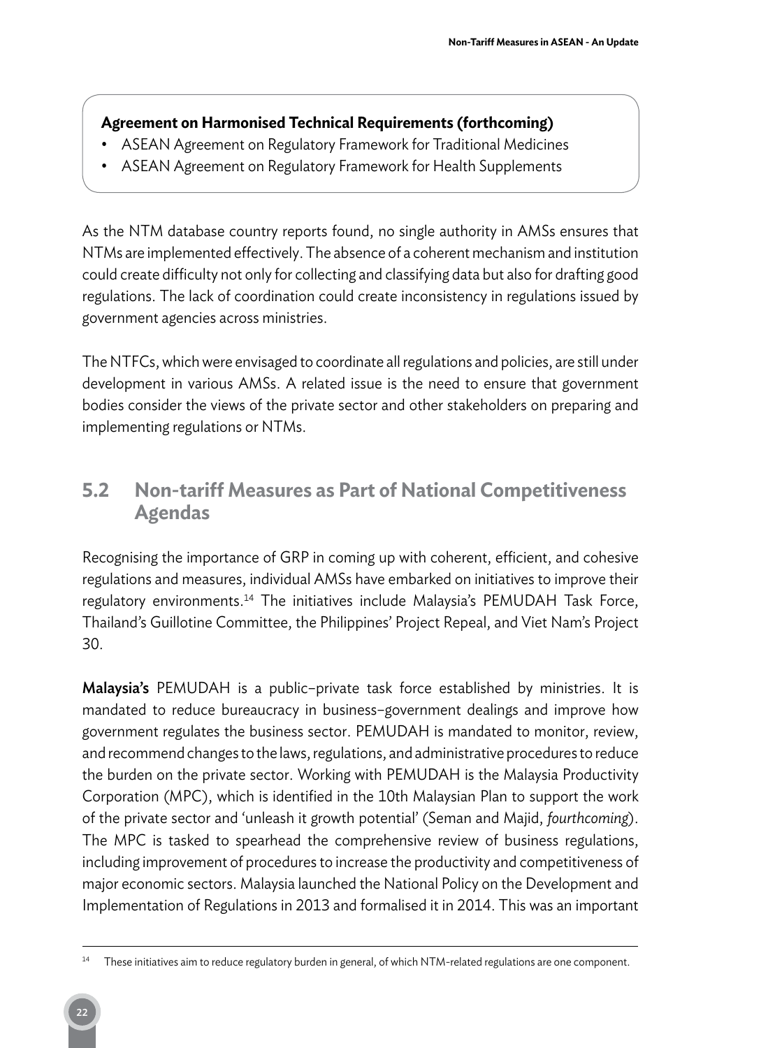**Agreement on Harmonised Technical Requirements (forthcoming)**

- ASEAN Agreement on Regulatory Framework for Traditional Medicines
- ASEAN Agreement on Regulatory Framework for Health Supplements

As the NTM database country reports found, no single authority in AMSs ensures that NTMs are implemented effectively. The absence of a coherent mechanism and institution could create difficulty not only for collecting and classifying data but also for drafting good regulations. The lack of coordination could create inconsistency in regulations issued by government agencies across ministries.

The NTFCs, which were envisaged to coordinate all regulations and policies, are still under development in various AMSs. A related issue is the need to ensure that government bodies consider the views of the private sector and other stakeholders on preparing and implementing regulations or NTMs.

## 5.2 Non-tariff Measures as Part of National Competitiveness Agendas

Recognising the importance of GRP in coming up with coherent, efficient, and cohesive regulations and measures, individual AMSs have embarked on initiatives to improve their regulatory environments.[14] The initiatives include Malaysia's PEMUDAH Task Force, Thailand's Guillotine Committee, the Philippines' Project Repeal, and Viet Nam's Project 30.

**Malaysia's** PEMUDAH is a public–private task force established by ministries. It is mandated to reduce bureaucracy in business–government dealings and improve how government regulates the business sector. PEMUDAH is mandated to monitor, review, and recommend changes to the laws, regulations, and administrative procedures to reduce the burden on the private sector. Working with PEMUDAH is the Malaysia Productivity Corporation (MPC), which is identified in the 10th Malaysian Plan to support the work of the private sector and 'unleash it growth potential' (Seman and Majid, *fourthcoming*). The MPC is tasked to spearhead the comprehensive review of business regulations, including improvement of procedures to increase the productivity and competitiveness of major economic sectors. Malaysia launched the National Policy on the Development and Implementation of Regulations in 2013 and formalised it in 2014. This was an important

[14] These initiatives aim to reduce regulatory burden in general, of which NTM-related regulations are one component.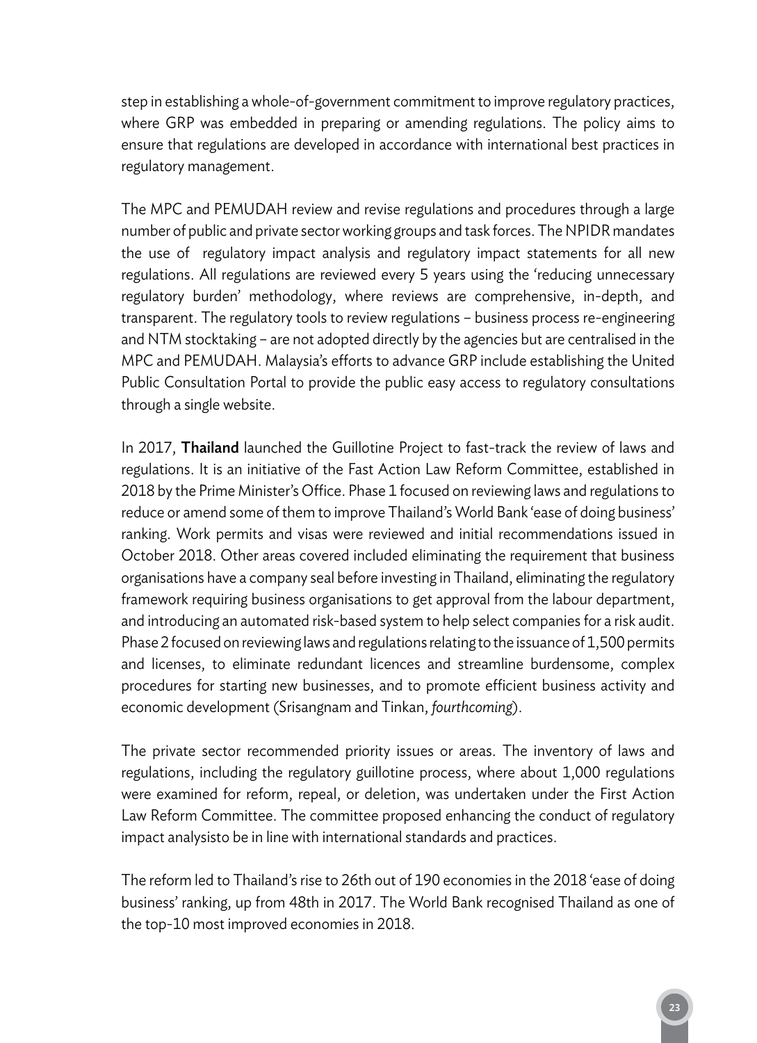step in establishing a whole-of-government commitment to improve regulatory practices, where GRP was embedded in preparing or amending regulations. The policy aims to ensure that regulations are developed in accordance with international best practices in regulatory management.

The MPC and PEMUDAH review and revise regulations and procedures through a large number of public and private sector working groups and task forces. The NPIDR mandates the use of regulatory impact analysis and regulatory impact statements for all new regulations. All regulations are reviewed every 5 years using the 'reducing unnecessary regulatory burden' methodology, where reviews are comprehensive, in-depth, and transparent. The regulatory tools to review regulations – business process re-engineering and NTM stocktaking – are not adopted directly by the agencies but are centralised in the MPC and PEMUDAH. Malaysia's efforts to advance GRP include establishing the United Public Consultation Portal to provide the public easy access to regulatory consultations through a single website.

In 2017, **Thailand** launched the Guillotine Project to fast-track the review of laws and regulations. It is an initiative of the Fast Action Law Reform Committee, established in 2018 by the Prime Minister's Office. Phase 1 focused on reviewing laws and regulations to reduce or amend some of them to improve Thailand's World Bank 'ease of doing business' ranking. Work permits and visas were reviewed and initial recommendations issued in October 2018. Other areas covered included eliminating the requirement that business organisations have a company seal before investing in Thailand, eliminating the regulatory framework requiring business organisations to get approval from the labour department, and introducing an automated risk-based system to help select companies for a risk audit. Phase 2 focused on reviewing laws and regulations relating to the issuance of 1,500 permits and licenses, to eliminate redundant licences and streamline burdensome, complex procedures for starting new businesses, and to promote efficient business activity and economic development (Srisangnam and Tinkan, *fourthcoming*).

The private sector recommended priority issues or areas. The inventory of laws and regulations, including the regulatory guillotine process, where about 1,000 regulations were examined for reform, repeal, or deletion, was undertaken under the First Action Law Reform Committee. The committee proposed enhancing the conduct of regulatory impact analysisto be in line with international standards and practices.

The reform led to Thailand's rise to 26th out of 190 economies in the 2018 'ease of doing business' ranking, up from 48th in 2017. The World Bank recognised Thailand as one of the top-10 most improved economies in 2018.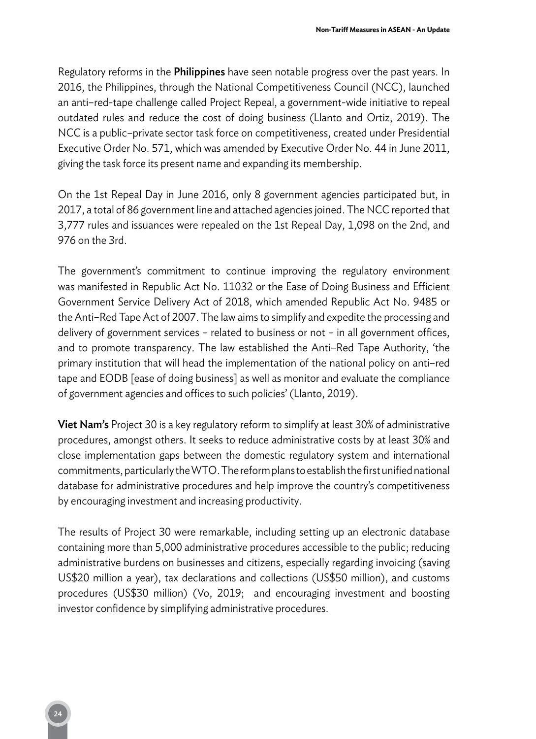Regulatory reforms in the **Philippines** have seen notable progress over the past years. In 2016, the Philippines, through the National Competitiveness Council (NCC), launched an anti–red-tape challenge called Project Repeal, a government-wide initiative to repeal outdated rules and reduce the cost of doing business (Llanto and Ortiz, 2019). The NCC is a public–private sector task force on competitiveness, created under Presidential Executive Order No. 571, which was amended by Executive Order No. 44 in June 2011, giving the task force its present name and expanding its membership.

On the 1st Repeal Day in June 2016, only 8 government agencies participated but, in 2017, a total of 86 government line and attached agencies joined. The NCC reported that 3,777 rules and issuances were repealed on the 1st Repeal Day, 1,098 on the 2nd, and 976 on the 3rd.

The government's commitment to continue improving the regulatory environment was manifested in Republic Act No. 11032 or the Ease of Doing Business and Efficient Government Service Delivery Act of 2018, which amended Republic Act No. 9485 or the Anti–Red Tape Act of 2007. The law aims to simplify and expedite the processing and delivery of government services – related to business or not – in all government offices, and to promote transparency. The law established the Anti–Red Tape Authority, 'the primary institution that will head the implementation of the national policy on anti–red tape and EODB [ease of doing business] as well as monitor and evaluate the compliance of government agencies and offices to such policies' (Llanto, 2019).

**Viet Nam's** Project 30 is a key regulatory reform to simplify at least 30% of administrative procedures, amongst others. It seeks to reduce administrative costs by at least 30% and close implementation gaps between the domestic regulatory system and international commitments, particularly the WTO. The reform plans to establish the first unified national database for administrative procedures and help improve the country's competitiveness by encouraging investment and increasing productivity.

The results of Project 30 were remarkable, including setting up an electronic database containing more than 5,000 administrative procedures accessible to the public; reducing administrative burdens on businesses and citizens, especially regarding invoicing (saving US$20 million a year), tax declarations and collections (US$50 million), and customs procedures (US$30 million) (Vo, 2019; and encouraging investment and boosting investor confidence by simplifying administrative procedures.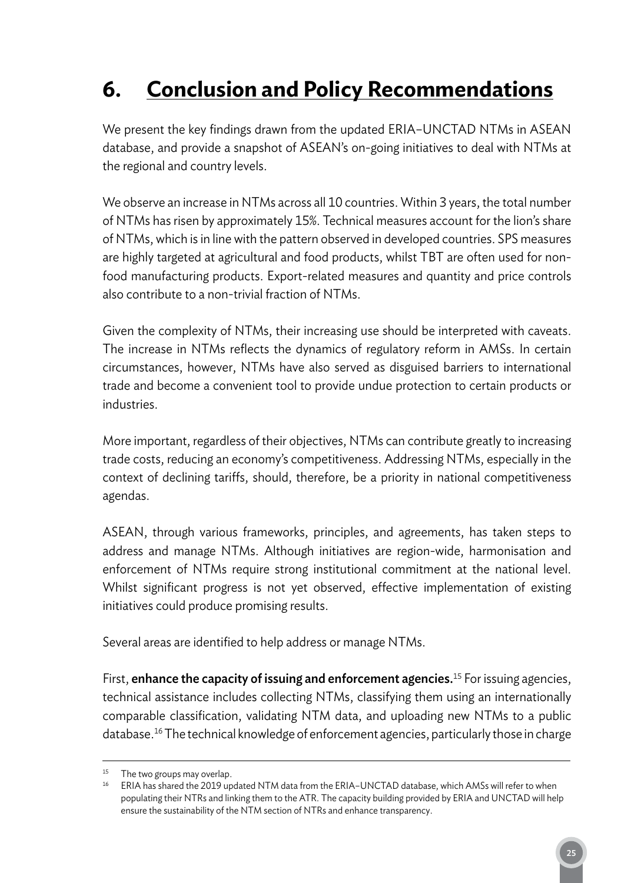# 6. Conclusion and Policy Recommendations

We present the key findings drawn from the updated ERIA–UNCTAD NTMs in ASEAN database, and provide a snapshot of ASEAN's on-going initiatives to deal with NTMs at the regional and country levels.

We observe an increase in NTMs across all 10 countries. Within 3 years, the total number of NTMs has risen by approximately 15%. Technical measures account for the lion's share of NTMs, which is in line with the pattern observed in developed countries. SPS measures are highly targeted at agricultural and food products, whilst TBT are often used for non-food manufacturing products. Export-related measures and quantity and price controls also contribute to a non-trivial fraction of NTMs.

Given the complexity of NTMs, their increasing use should be interpreted with caveats. The increase in NTMs reflects the dynamics of regulatory reform in AMSs. In certain circumstances, however, NTMs have also served as disguised barriers to international trade and become a convenient tool to provide undue protection to certain products or industries.

More important, regardless of their objectives, NTMs can contribute greatly to increasing trade costs, reducing an economy's competitiveness. Addressing NTMs, especially in the context of declining tariffs, should, therefore, be a priority in national competitiveness agendas.

ASEAN, through various frameworks, principles, and agreements, has taken steps to address and manage NTMs. Although initiatives are region-wide, harmonisation and enforcement of NTMs require strong institutional commitment at the national level. Whilst significant progress is not yet observed, effective implementation of existing initiatives could produce promising results.

Several areas are identified to help address or manage NTMs.

First, **enhance the capacity of issuing and enforcement agencies.**[15] For issuing agencies, technical assistance includes collecting NTMs, classifying them using an internationally comparable classification, validating NTM data, and uploading new NTMs to a public database.[16] The technical knowledge of enforcement agencies, particularly those in charge

---

[15] The two groups may overlap.

[16] ERIA has shared the 2019 updated NTM data from the ERIA–UNCTAD database, which AMSs will refer to when populating their NTRs and linking them to the ATR. The capacity building provided by ERIA and UNCTAD will help ensure the sustainability of the NTM section of NTRs and enhance transparency.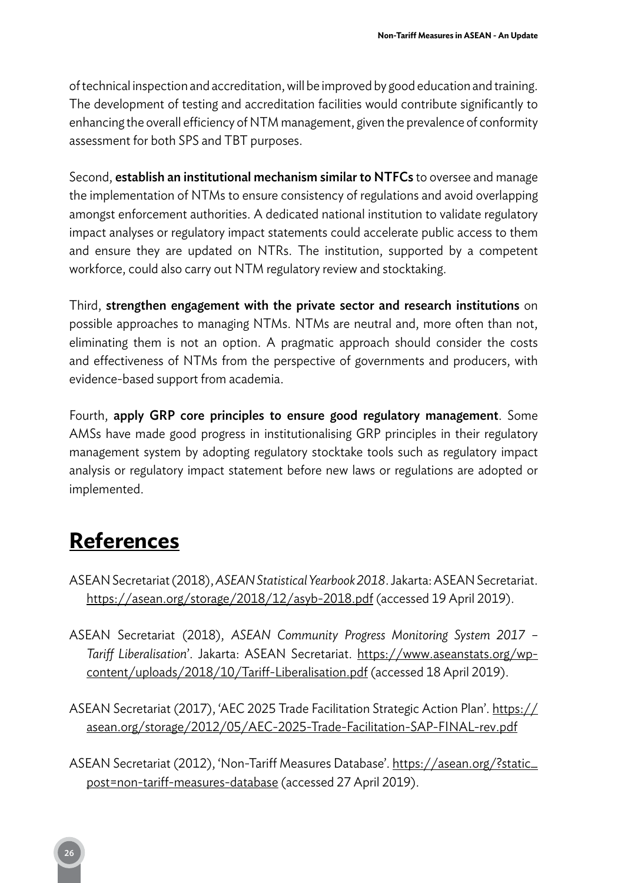of technical inspection and accreditation, will be improved by good education and training. The development of testing and accreditation facilities would contribute significantly to enhancing the overall efficiency of NTM management, given the prevalence of conformity assessment for both SPS and TBT purposes.

Second, **establish an institutional mechanism similar to NTFCs** to oversee and manage the implementation of NTMs to ensure consistency of regulations and avoid overlapping amongst enforcement authorities. A dedicated national institution to validate regulatory impact analyses or regulatory impact statements could accelerate public access to them and ensure they are updated on NTRs. The institution, supported by a competent workforce, could also carry out NTM regulatory review and stocktaking.

Third, **strengthen engagement with the private sector and research institutions** on possible approaches to managing NTMs. NTMs are neutral and, more often than not, eliminating them is not an option. A pragmatic approach should consider the costs and effectiveness of NTMs from the perspective of governments and producers, with evidence-based support from academia.

Fourth, **apply GRP core principles to ensure good regulatory management**. Some AMSs have made good progress in institutionalising GRP principles in their regulatory management system by adopting regulatory stocktake tools such as regulatory impact analysis or regulatory impact statement before new laws or regulations are adopted or implemented.

# References

ASEAN Secretariat (2018), *ASEAN Statistical Yearbook 2018*. Jakarta: ASEAN Secretariat. https://asean.org/storage/2018/12/asyb-2018.pdf (accessed 19 April 2019).

ASEAN Secretariat (2018), *ASEAN Community Progress Monitoring System 2017 – Tariff Liberalisation*'. Jakarta: ASEAN Secretariat. https://www.aseanstats.org/wp-content/uploads/2018/10/Tariff-Liberalisation.pdf (accessed 18 April 2019).

ASEAN Secretariat (2017), 'AEC 2025 Trade Facilitation Strategic Action Plan'. https://asean.org/storage/2012/05/AEC-2025-Trade-Facilitation-SAP-FINAL-rev.pdf

ASEAN Secretariat (2012), 'Non-Tariff Measures Database'. https://asean.org/?static_post=non-tariff-measures-database (accessed 27 April 2019).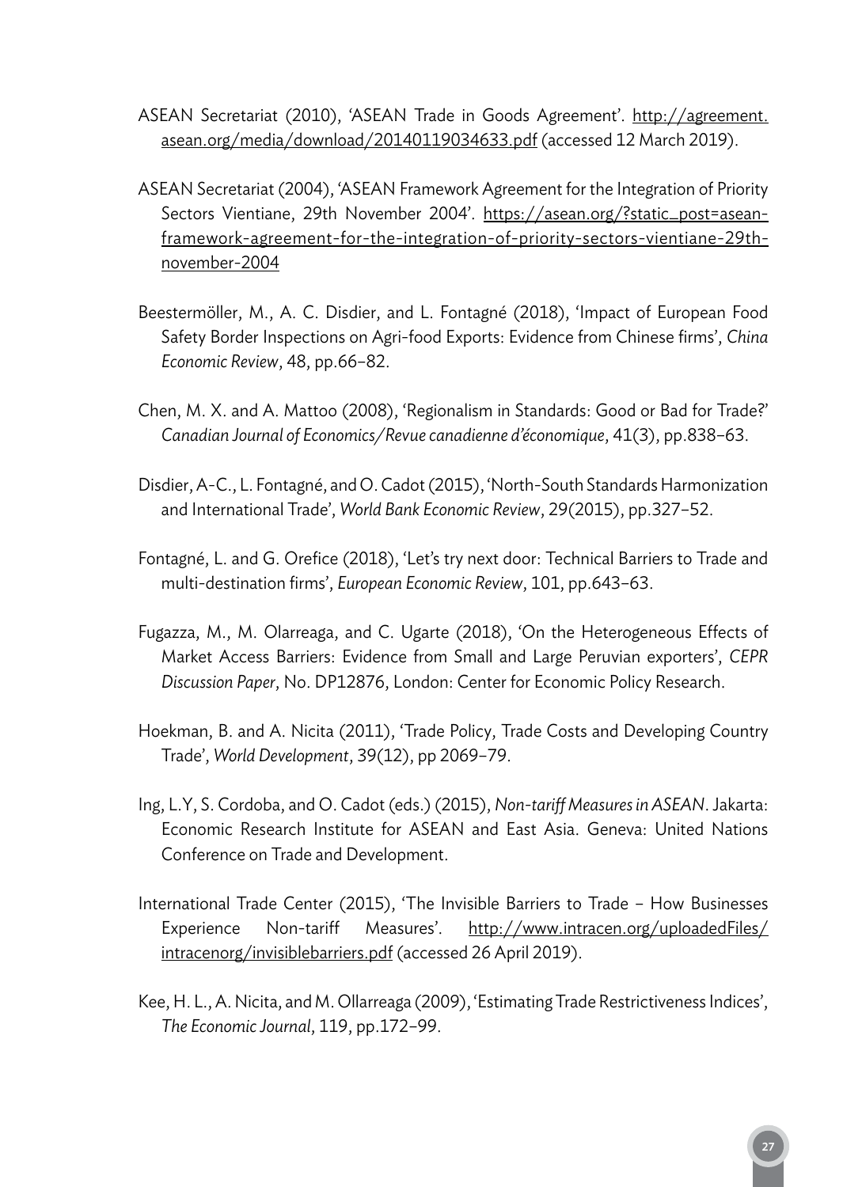ASEAN Secretariat (2010), 'ASEAN Trade in Goods Agreement'. http://agreement.asean.org/media/download/20140119034633.pdf (accessed 12 March 2019).

ASEAN Secretariat (2004), 'ASEAN Framework Agreement for the Integration of Priority Sectors Vientiane, 29th November 2004'. https://asean.org/?static_post=asean-framework-agreement-for-the-integration-of-priority-sectors-vientiane-29th-november-2004

Beestermöller, M., A. C. Disdier, and L. Fontagné (2018), 'Impact of European Food Safety Border Inspections on Agri-food Exports: Evidence from Chinese firms', *China Economic Review*, 48, pp.66–82.

Chen, M. X. and A. Mattoo (2008), 'Regionalism in Standards: Good or Bad for Trade?' *Canadian Journal of Economics/Revue canadienne d'économique*, 41(3), pp.838–63.

Disdier, A-C., L. Fontagné, and O. Cadot (2015), 'North-South Standards Harmonization and International Trade', *World Bank Economic Review*, 29(2015), pp.327–52.

Fontagné, L. and G. Orefice (2018), 'Let's try next door: Technical Barriers to Trade and multi-destination firms', *European Economic Review*, 101, pp.643–63.

Fugazza, M., M. Olarreaga, and C. Ugarte (2018), 'On the Heterogeneous Effects of Market Access Barriers: Evidence from Small and Large Peruvian exporters', *CEPR Discussion Paper*, No. DP12876, London: Center for Economic Policy Research.

Hoekman, B. and A. Nicita (2011), 'Trade Policy, Trade Costs and Developing Country Trade', *World Development*, 39(12), pp 2069–79.

Ing, L.Y, S. Cordoba, and O. Cadot (eds.) (2015), *Non-tariff Measures in ASEAN*. Jakarta: Economic Research Institute for ASEAN and East Asia. Geneva: United Nations Conference on Trade and Development.

International Trade Center (2015), 'The Invisible Barriers to Trade – How Businesses Experience Non-tariff Measures'. http://www.intracen.org/uploadedFiles/intracenorg/invisiblebarriers.pdf (accessed 26 April 2019).

Kee, H. L., A. Nicita, and M. Ollarreaga (2009), 'Estimating Trade Restrictiveness Indices', *The Economic Journal*, 119, pp.172–99.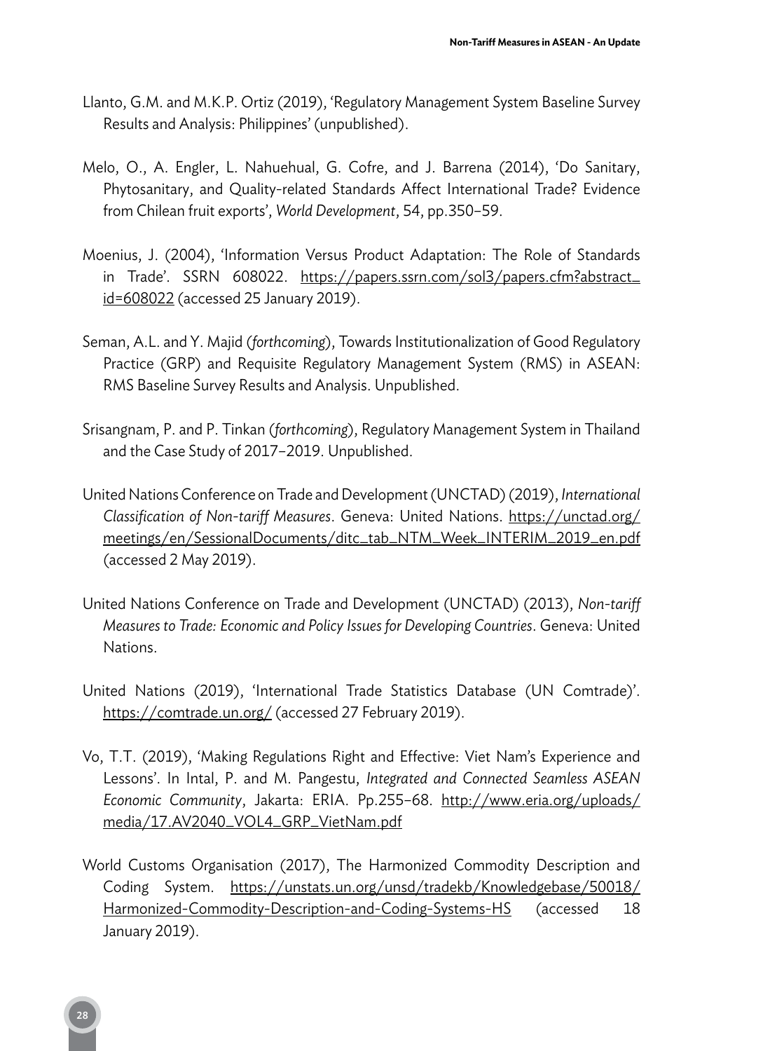Llanto, G.M. and M.K.P. Ortiz (2019), 'Regulatory Management System Baseline Survey Results and Analysis: Philippines' (unpublished).

Melo, O., A. Engler, L. Nahuehual, G. Cofre, and J. Barrena (2014), 'Do Sanitary, Phytosanitary, and Quality-related Standards Affect International Trade? Evidence from Chilean fruit exports', *World Development*, 54, pp.350–59.

Moenius, J. (2004), 'Information Versus Product Adaptation: The Role of Standards in Trade'. SSRN 608022. https://papers.ssrn.com/sol3/papers.cfm?abstract_id=608022 (accessed 25 January 2019).

Seman, A.L. and Y. Majid (*forthcoming*), Towards Institutionalization of Good Regulatory Practice (GRP) and Requisite Regulatory Management System (RMS) in ASEAN: RMS Baseline Survey Results and Analysis. Unpublished.

Srisangnam, P. and P. Tinkan (*forthcoming*), Regulatory Management System in Thailand and the Case Study of 2017–2019. Unpublished.

United Nations Conference on Trade and Development (UNCTAD) (2019), *International Classification of Non-tariff Measures*. Geneva: United Nations. https://unctad.org/meetings/en/SessionalDocuments/ditc_tab_NTM_Week_INTERIM_2019_en.pdf (accessed 2 May 2019).

United Nations Conference on Trade and Development (UNCTAD) (2013), *Non-tariff Measures to Trade: Economic and Policy Issues for Developing Countries*. Geneva: United Nations.

United Nations (2019), 'International Trade Statistics Database (UN Comtrade)'. https://comtrade.un.org/ (accessed 27 February 2019).

Vo, T.T. (2019), 'Making Regulations Right and Effective: Viet Nam's Experience and Lessons'. In Intal, P. and M. Pangestu, *Integrated and Connected Seamless ASEAN Economic Community*, Jakarta: ERIA. Pp.255–68. http://www.eria.org/uploads/media/17.AV2040_VOL4_GRP_VietNam.pdf

World Customs Organisation (2017), The Harmonized Commodity Description and Coding System. https://unstats.un.org/unsd/tradekb/Knowledgebase/50018/Harmonized-Commodity-Description-and-Coding-Systems-HS (accessed 18 January 2019).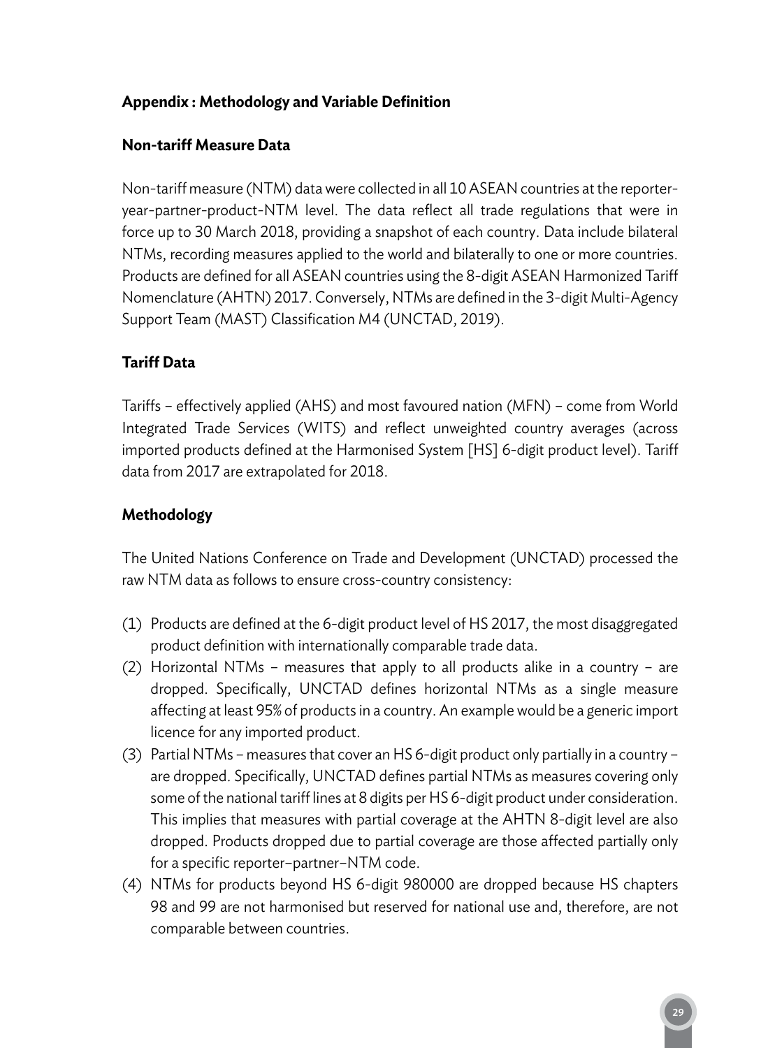## Appendix : Methodology and Variable Definition

### Non-tariff Measure Data

Non-tariff measure (NTM) data were collected in all 10 ASEAN countries at the reporter-year-partner-product-NTM level. The data reflect all trade regulations that were in force up to 30 March 2018, providing a snapshot of each country. Data include bilateral NTMs, recording measures applied to the world and bilaterally to one or more countries. Products are defined for all ASEAN countries using the 8-digit ASEAN Harmonized Tariff Nomenclature (AHTN) 2017. Conversely, NTMs are defined in the 3-digit Multi-Agency Support Team (MAST) Classification M4 (UNCTAD, 2019).

### Tariff Data

Tariffs – effectively applied (AHS) and most favoured nation (MFN) – come from World Integrated Trade Services (WITS) and reflect unweighted country averages (across imported products defined at the Harmonised System [HS] 6-digit product level). Tariff data from 2017 are extrapolated for 2018.

### Methodology

The United Nations Conference on Trade and Development (UNCTAD) processed the raw NTM data as follows to ensure cross-country consistency:

(1) Products are defined at the 6-digit product level of HS 2017, the most disaggregated product definition with internationally comparable trade data.

(2) Horizontal NTMs – measures that apply to all products alike in a country – are dropped. Specifically, UNCTAD defines horizontal NTMs as a single measure affecting at least 95% of products in a country. An example would be a generic import licence for any imported product.

(3) Partial NTMs – measures that cover an HS 6-digit product only partially in a country – are dropped. Specifically, UNCTAD defines partial NTMs as measures covering only some of the national tariff lines at 8 digits per HS 6-digit product under consideration. This implies that measures with partial coverage at the AHTN 8-digit level are also dropped. Products dropped due to partial coverage are those affected partially only for a specific reporter–partner–NTM code.

(4) NTMs for products beyond HS 6-digit 980000 are dropped because HS chapters 98 and 99 are not harmonised but reserved for national use and, therefore, are not comparable between countries.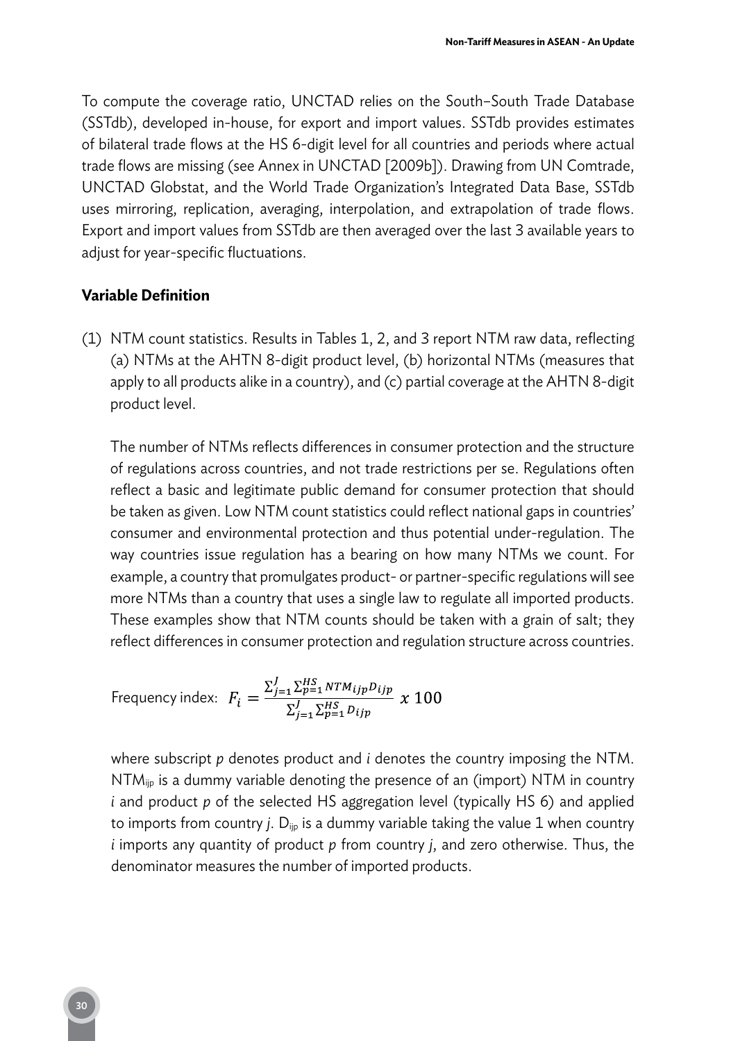To compute the coverage ratio, UNCTAD relies on the South–South Trade Database (SSTdb), developed in-house, for export and import values. SSTdb provides estimates of bilateral trade flows at the HS 6-digit level for all countries and periods where actual trade flows are missing (see Annex in UNCTAD [2009b]). Drawing from UN Comtrade, UNCTAD Globstat, and the World Trade Organization's Integrated Data Base, SSTdb uses mirroring, replication, averaging, interpolation, and extrapolation of trade flows. Export and import values from SSTdb are then averaged over the last 3 available years to adjust for year-specific fluctuations.

**Variable Definition**

(1) NTM count statistics. Results in Tables 1, 2, and 3 report NTM raw data, reflecting (a) NTMs at the AHTN 8-digit product level, (b) horizontal NTMs (measures that apply to all products alike in a country), and (c) partial coverage at the AHTN 8-digit product level.

The number of NTMs reflects differences in consumer protection and the structure of regulations across countries, and not trade restrictions per se. Regulations often reflect a basic and legitimate public demand for consumer protection that should be taken as given. Low NTM count statistics could reflect national gaps in countries' consumer and environmental protection and thus potential under-regulation. The way countries issue regulation has a bearing on how many NTMs we count. For example, a country that promulgates product- or partner-specific regulations will see more NTMs than a country that uses a single law to regulate all imported products. These examples show that NTM counts should be taken with a grain of salt; they reflect differences in consumer protection and regulation structure across countries.

Frequency index: $F_i = \frac{\sum_{j=1}^{J} \sum_{p=1}^{HS} NTM_{ijp} D_{ijp}}{\sum_{j=1}^{J} \sum_{p=1}^{HS} D_{ijp}} \; x \; 100$

where subscript *p* denotes product and *i* denotes the country imposing the NTM. $NTM_{ijp}$ is a dummy variable denoting the presence of an (import) NTM in country *i* and product *p* of the selected HS aggregation level (typically HS 6) and applied to imports from country *j*. $D_{ijp}$ is a dummy variable taking the value 1 when country *i* imports any quantity of product *p* from country *j*, and zero otherwise. Thus, the denominator measures the number of imported products.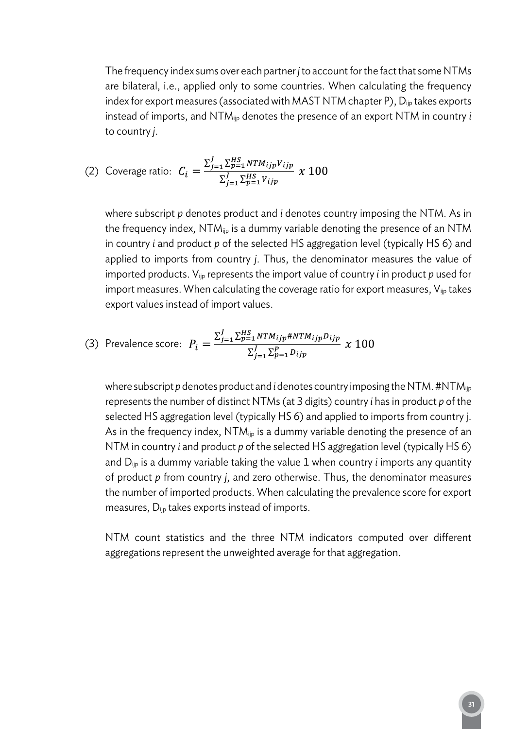The frequency index sums over each partner $j$ to account for the fact that some NTMs are bilateral, i.e., applied only to some countries. When calculating the frequency index for export measures (associated with MAST NTM chapter P), $D_{ijp}$ takes exports instead of imports, and $NTM_{ijp}$ denotes the presence of an export NTM in country $i$ to country $j$.

(2) Coverage ratio: $$C_i = \frac{\sum_{j=1}^{J}\sum_{p=1}^{HS} NTM_{ijp}V_{ijp}}{\sum_{j=1}^{J}\sum_{p=1}^{HS} V_{ijp}} \; x\; 100$$

where subscript $p$ denotes product and $i$ denotes country imposing the NTM. As in the frequency index, $NTM_{ijp}$ is a dummy variable denoting the presence of an NTM in country $i$ and product $p$ of the selected HS aggregation level (typically HS 6) and applied to imports from country $j$. Thus, the denominator measures the value of imported products. $V_{ijp}$ represents the import value of country $i$ in product $p$ used for import measures. When calculating the coverage ratio for export measures, $V_{ijp}$ takes export values instead of import values.

(3) Prevalence score: $$P_i = \frac{\sum_{j=1}^{J}\sum_{p=1}^{HS} NTM_{ijp}\#NTM_{ijp}D_{ijp}}{\sum_{j=1}^{J}\sum_{p=1}^{P} D_{ijp}} \; x\; 100$$

where subscript $p$ denotes product and $i$ denotes country imposing the NTM. $\#NTM_{ijp}$ represents the number of distinct NTMs (at 3 digits) country $i$ has in product $p$ of the selected HS aggregation level (typically HS 6) and applied to imports from country j. As in the frequency index, $NTM_{ijp}$ is a dummy variable denoting the presence of an NTM in country $i$ and product $p$ of the selected HS aggregation level (typically HS 6) and $D_{ijp}$ is a dummy variable taking the value 1 when country $i$ imports any quantity of product $p$ from country $j$, and zero otherwise. Thus, the denominator measures the number of imported products. When calculating the prevalence score for export measures, $D_{ijp}$ takes exports instead of imports.

NTM count statistics and the three NTM indicators computed over different aggregations represent the unweighted average for that aggregation.